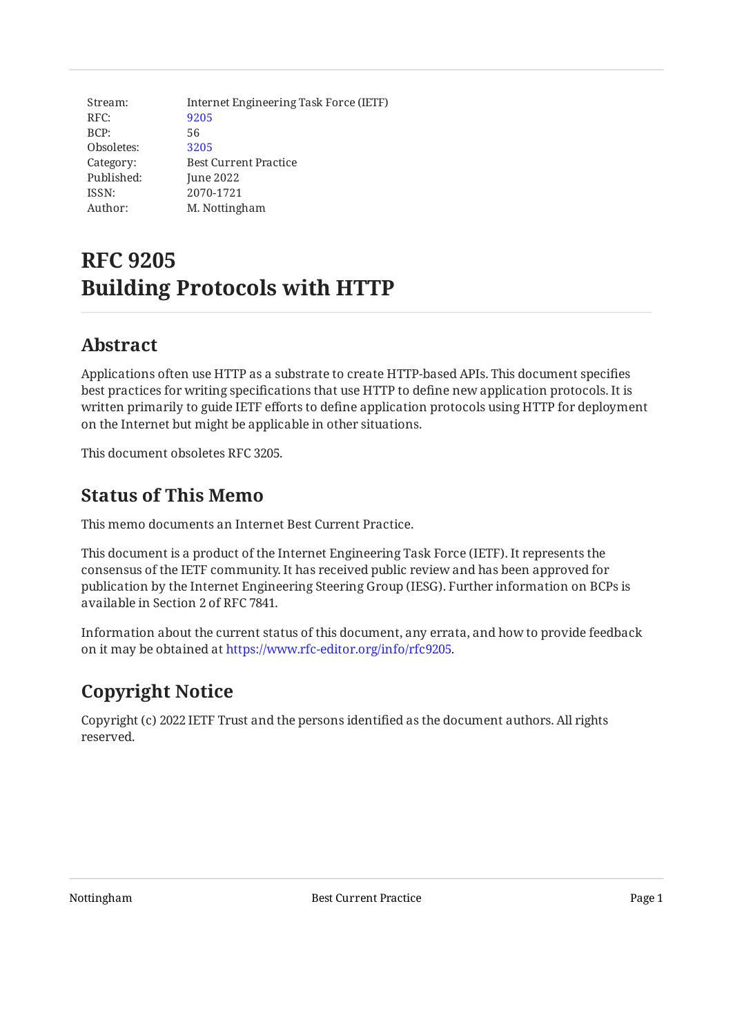| | |
|---|---|
| Stream: | Internet Engineering Task Force (IETF) |
| RFC: | 9205 |
| BCP: | 56 |
| Obsoletes: | 3205 |
| Category: | Best Current Practice |
| Published: | June 2022 |
| ISSN: | 2070-1721 |
| Author: | M. Nottingham |

# RFC 9205
# Building Protocols with HTTP

## Abstract

Applications often use HTTP as a substrate to create HTTP-based APIs. This document specifies best practices for writing specifications that use HTTP to define new application protocols. It is written primarily to guide IETF efforts to define application protocols using HTTP for deployment on the Internet but might be applicable in other situations.

This document obsoletes RFC 3205.

## Status of This Memo

This memo documents an Internet Best Current Practice.

This document is a product of the Internet Engineering Task Force (IETF). It represents the consensus of the IETF community. It has received public review and has been approved for publication by the Internet Engineering Steering Group (IESG). Further information on BCPs is available in Section 2 of RFC 7841.

Information about the current status of this document, any errata, and how to provide feedback on it may be obtained at https://www.rfc-editor.org/info/rfc9205.

## Copyright Notice

Copyright (c) 2022 IETF Trust and the persons identified as the document authors. All rights reserved.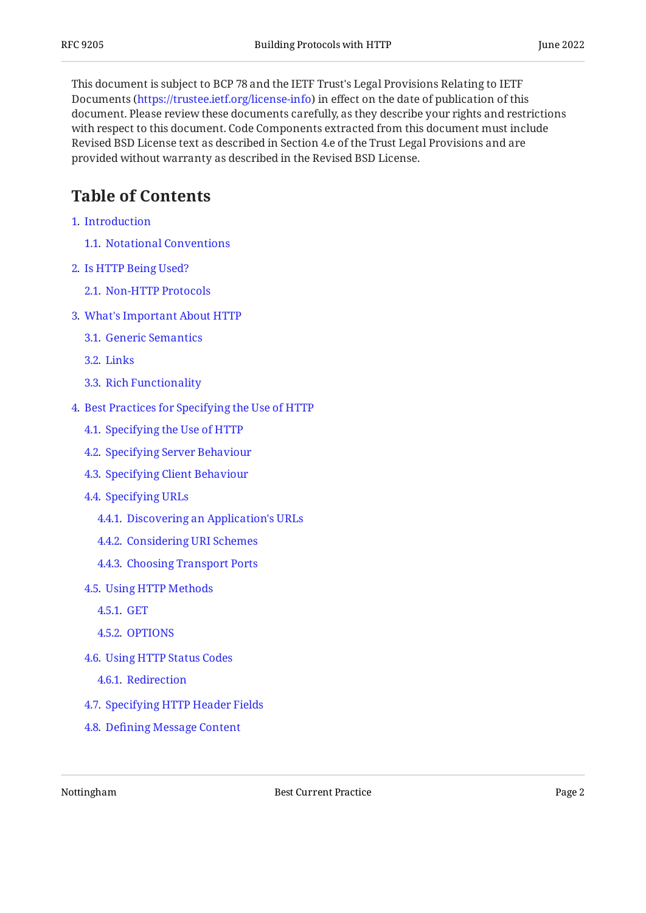This document is subject to BCP 78 and the IETF Trust's Legal Provisions Relating to IETF Documents (https://trustee.ietf.org/license-info) in effect on the date of publication of this document. Please review these documents carefully, as they describe your rights and restrictions with respect to this document. Code Components extracted from this document must include Revised BSD License text as described in Section 4.e of the Trust Legal Provisions and are provided without warranty as described in the Revised BSD License.

## Table of Contents

- 1. Introduction
  - 1.1. Notational Conventions
- 2. Is HTTP Being Used?
  - 2.1. Non-HTTP Protocols
- 3. What's Important About HTTP
  - 3.1. Generic Semantics
  - 3.2. Links
  - 3.3. Rich Functionality
- 4. Best Practices for Specifying the Use of HTTP
  - 4.1. Specifying the Use of HTTP
  - 4.2. Specifying Server Behaviour
  - 4.3. Specifying Client Behaviour
  - 4.4. Specifying URLs
    - 4.4.1. Discovering an Application's URLs
    - 4.4.2. Considering URI Schemes
    - 4.4.3. Choosing Transport Ports
  - 4.5. Using HTTP Methods
    - 4.5.1. GET
    - 4.5.2. OPTIONS
  - 4.6. Using HTTP Status Codes
    - 4.6.1. Redirection
  - 4.7. Specifying HTTP Header Fields
  - 4.8. Defining Message Content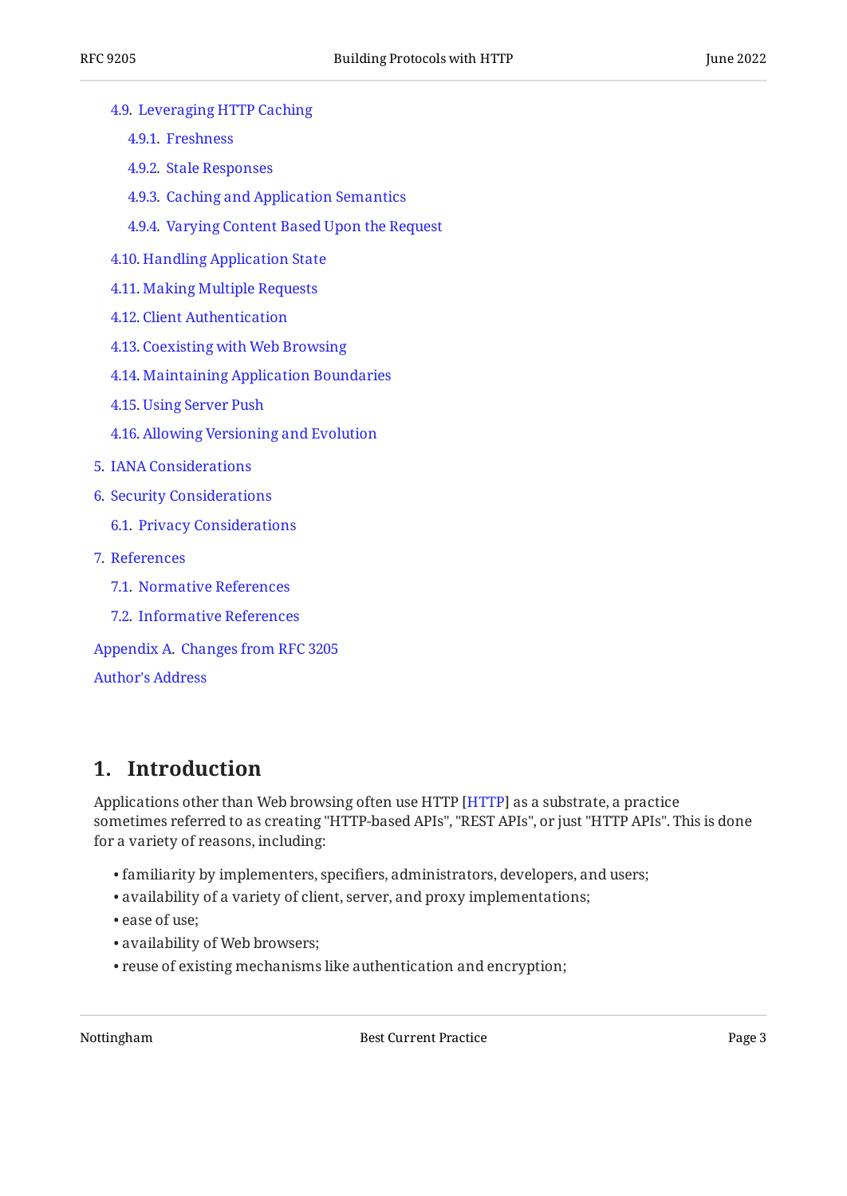- 4.9. Leveraging HTTP Caching
  - 4.9.1. Freshness
  - 4.9.2. Stale Responses
  - 4.9.3. Caching and Application Semantics
  - 4.9.4. Varying Content Based Upon the Request
- 4.10. Handling Application State
- 4.11. Making Multiple Requests
- 4.12. Client Authentication
- 4.13. Coexisting with Web Browsing
- 4.14. Maintaining Application Boundaries
- 4.15. Using Server Push
- 4.16. Allowing Versioning and Evolution

5. IANA Considerations

6. Security Considerations
   - 6.1. Privacy Considerations

7. References
   - 7.1. Normative References
   - 7.2. Informative References

Appendix A. Changes from RFC 3205

Author's Address

## 1. Introduction

Applications other than Web browsing often use HTTP [HTTP] as a substrate, a practice sometimes referred to as creating "HTTP-based APIs", "REST APIs", or just "HTTP APIs". This is done for a variety of reasons, including:

- familiarity by implementers, specifiers, administrators, developers, and users;
- availability of a variety of client, server, and proxy implementations;
- ease of use;
- availability of Web browsers;
- reuse of existing mechanisms like authentication and encryption;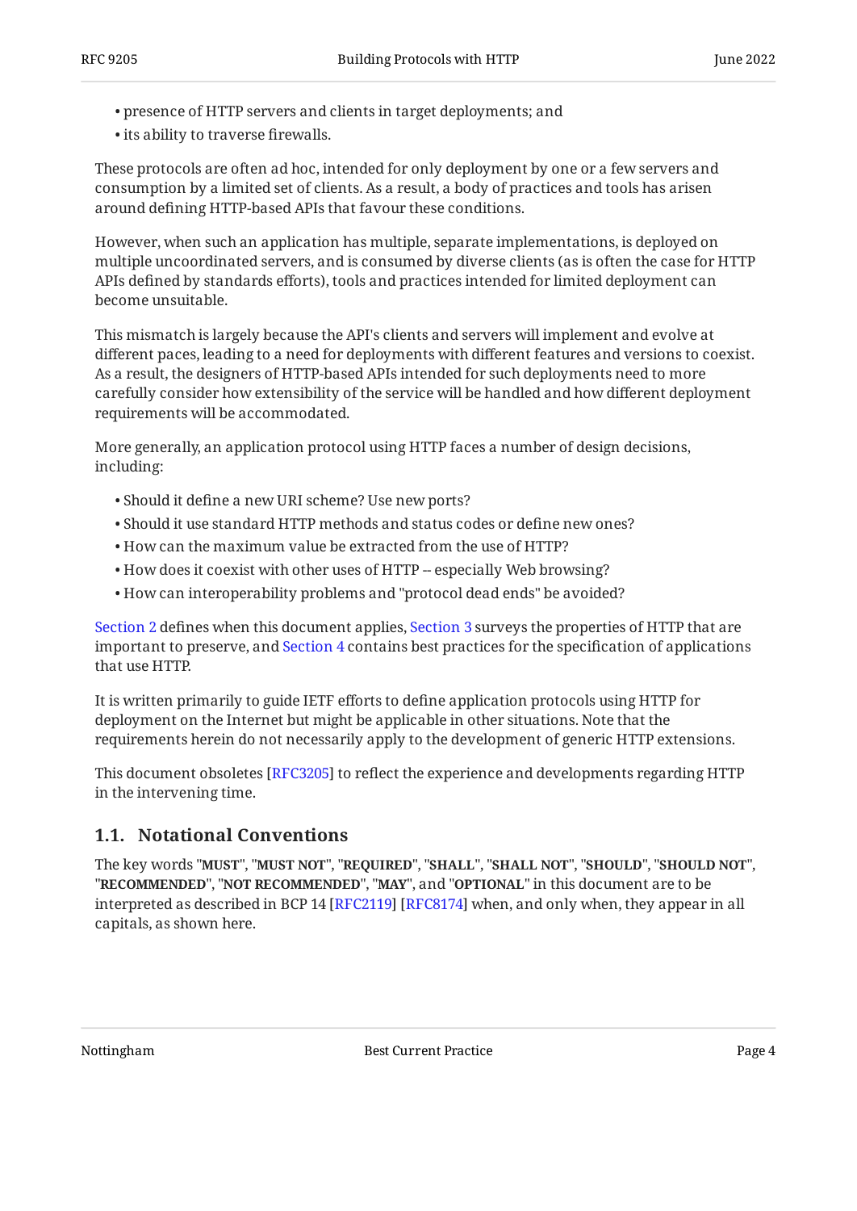- presence of HTTP servers and clients in target deployments; and
- its ability to traverse firewalls.

These protocols are often ad hoc, intended for only deployment by one or a few servers and consumption by a limited set of clients. As a result, a body of practices and tools has arisen around defining HTTP-based APIs that favour these conditions.

However, when such an application has multiple, separate implementations, is deployed on multiple uncoordinated servers, and is consumed by diverse clients (as is often the case for HTTP APIs defined by standards efforts), tools and practices intended for limited deployment can become unsuitable.

This mismatch is largely because the API's clients and servers will implement and evolve at different paces, leading to a need for deployments with different features and versions to coexist. As a result, the designers of HTTP-based APIs intended for such deployments need to more carefully consider how extensibility of the service will be handled and how different deployment requirements will be accommodated.

More generally, an application protocol using HTTP faces a number of design decisions, including:

- Should it define a new URI scheme? Use new ports?
- Should it use standard HTTP methods and status codes or define new ones?
- How can the maximum value be extracted from the use of HTTP?
- How does it coexist with other uses of HTTP -- especially Web browsing?
- How can interoperability problems and "protocol dead ends" be avoided?

Section 2 defines when this document applies, Section 3 surveys the properties of HTTP that are important to preserve, and Section 4 contains best practices for the specification of applications that use HTTP.

It is written primarily to guide IETF efforts to define application protocols using HTTP for deployment on the Internet but might be applicable in other situations. Note that the requirements herein do not necessarily apply to the development of generic HTTP extensions.

This document obsoletes [RFC3205] to reflect the experience and developments regarding HTTP in the intervening time.

## 1.1. Notational Conventions

The key words "**MUST**", "**MUST NOT**", "**REQUIRED**", "**SHALL**", "**SHALL NOT**", "**SHOULD**", "**SHOULD NOT**", "**RECOMMENDED**", "**NOT RECOMMENDED**", "**MAY**", and "**OPTIONAL**" in this document are to be interpreted as described in BCP 14 [RFC2119] [RFC8174] when, and only when, they appear in all capitals, as shown here.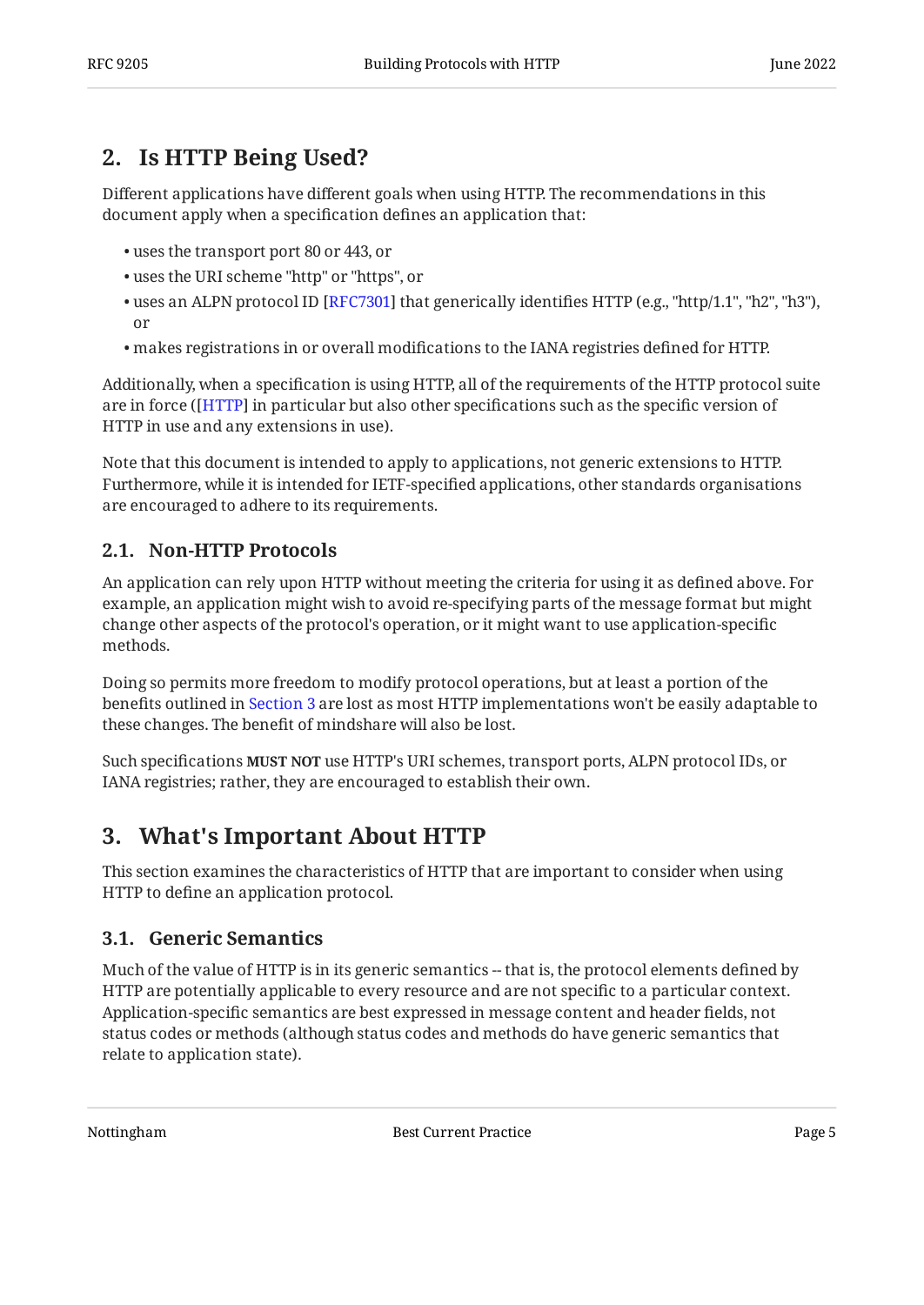## 2. Is HTTP Being Used?

Different applications have different goals when using HTTP. The recommendations in this document apply when a specification defines an application that:

- uses the transport port 80 or 443, or
- uses the URI scheme "http" or "https", or
- uses an ALPN protocol ID [RFC7301] that generically identifies HTTP (e.g., "http/1.1", "h2", "h3"), or
- makes registrations in or overall modifications to the IANA registries defined for HTTP.

Additionally, when a specification is using HTTP, all of the requirements of the HTTP protocol suite are in force ([HTTP] in particular but also other specifications such as the specific version of HTTP in use and any extensions in use).

Note that this document is intended to apply to applications, not generic extensions to HTTP. Furthermore, while it is intended for IETF-specified applications, other standards organisations are encouraged to adhere to its requirements.

### 2.1. Non-HTTP Protocols

An application can rely upon HTTP without meeting the criteria for using it as defined above. For example, an application might wish to avoid re-specifying parts of the message format but might change other aspects of the protocol's operation, or it might want to use application-specific methods.

Doing so permits more freedom to modify protocol operations, but at least a portion of the benefits outlined in Section 3 are lost as most HTTP implementations won't be easily adaptable to these changes. The benefit of mindshare will also be lost.

Such specifications **MUST NOT** use HTTP's URI schemes, transport ports, ALPN protocol IDs, or IANA registries; rather, they are encouraged to establish their own.

## 3. What's Important About HTTP

This section examines the characteristics of HTTP that are important to consider when using HTTP to define an application protocol.

### 3.1. Generic Semantics

Much of the value of HTTP is in its generic semantics -- that is, the protocol elements defined by HTTP are potentially applicable to every resource and are not specific to a particular context. Application-specific semantics are best expressed in message content and header fields, not status codes or methods (although status codes and methods do have generic semantics that relate to application state).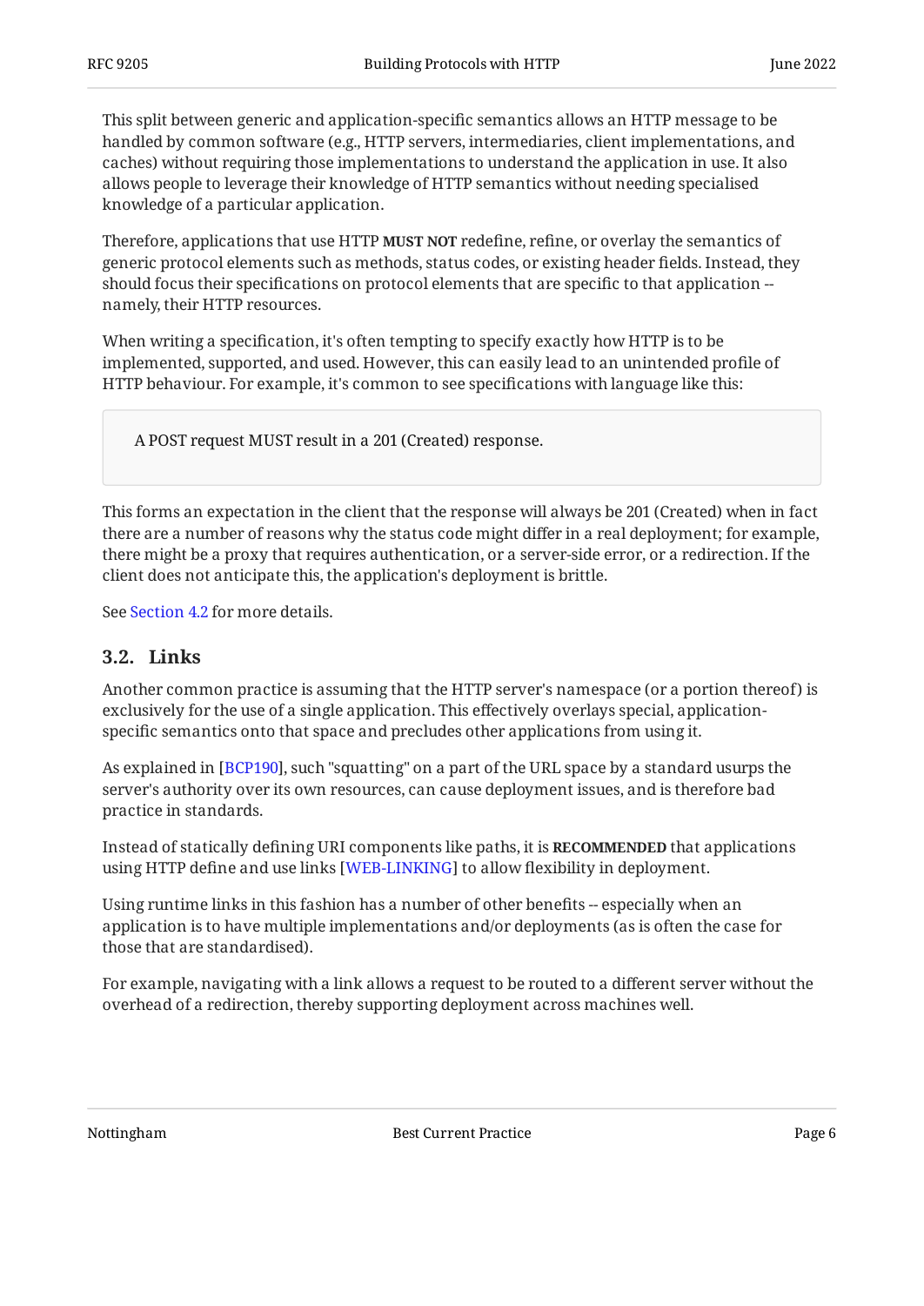This split between generic and application-specific semantics allows an HTTP message to be handled by common software (e.g., HTTP servers, intermediaries, client implementations, and caches) without requiring those implementations to understand the application in use. It also allows people to leverage their knowledge of HTTP semantics without needing specialised knowledge of a particular application.

Therefore, applications that use HTTP **MUST NOT** redefine, refine, or overlay the semantics of generic protocol elements such as methods, status codes, or existing header fields. Instead, they should focus their specifications on protocol elements that are specific to that application -- namely, their HTTP resources.

When writing a specification, it's often tempting to specify exactly how HTTP is to be implemented, supported, and used. However, this can easily lead to an unintended profile of HTTP behaviour. For example, it's common to see specifications with language like this:

> A POST request MUST result in a 201 (Created) response.

This forms an expectation in the client that the response will always be 201 (Created) when in fact there are a number of reasons why the status code might differ in a real deployment; for example, there might be a proxy that requires authentication, or a server-side error, or a redirection. If the client does not anticipate this, the application's deployment is brittle.

See Section 4.2 for more details.

## 3.2. Links

Another common practice is assuming that the HTTP server's namespace (or a portion thereof) is exclusively for the use of a single application. This effectively overlays special, application-specific semantics onto that space and precludes other applications from using it.

As explained in [BCP190], such "squatting" on a part of the URL space by a standard usurps the server's authority over its own resources, can cause deployment issues, and is therefore bad practice in standards.

Instead of statically defining URI components like paths, it is **RECOMMENDED** that applications using HTTP define and use links [WEB-LINKING] to allow flexibility in deployment.

Using runtime links in this fashion has a number of other benefits -- especially when an application is to have multiple implementations and/or deployments (as is often the case for those that are standardised).

For example, navigating with a link allows a request to be routed to a different server without the overhead of a redirection, thereby supporting deployment across machines well.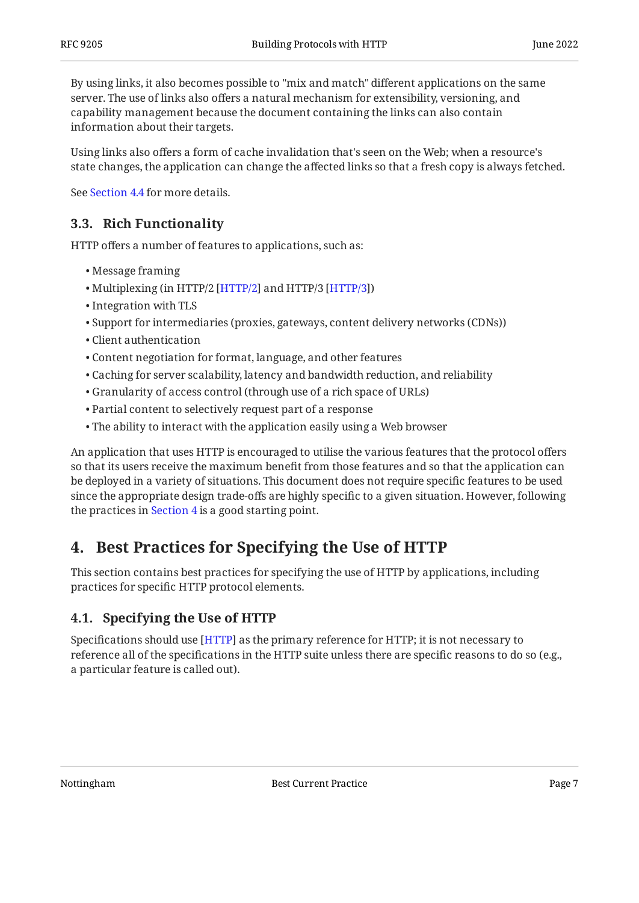By using links, it also becomes possible to "mix and match" different applications on the same server. The use of links also offers a natural mechanism for extensibility, versioning, and capability management because the document containing the links can also contain information about their targets.

Using links also offers a form of cache invalidation that's seen on the Web; when a resource's state changes, the application can change the affected links so that a fresh copy is always fetched.

See Section 4.4 for more details.

### 3.3. Rich Functionality

HTTP offers a number of features to applications, such as:

- Message framing
- Multiplexing (in HTTP/2 [HTTP/2] and HTTP/3 [HTTP/3])
- Integration with TLS
- Support for intermediaries (proxies, gateways, content delivery networks (CDNs))
- Client authentication
- Content negotiation for format, language, and other features
- Caching for server scalability, latency and bandwidth reduction, and reliability
- Granularity of access control (through use of a rich space of URLs)
- Partial content to selectively request part of a response
- The ability to interact with the application easily using a Web browser

An application that uses HTTP is encouraged to utilise the various features that the protocol offers so that its users receive the maximum benefit from those features and so that the application can be deployed in a variety of situations. This document does not require specific features to be used since the appropriate design trade-offs are highly specific to a given situation. However, following the practices in Section 4 is a good starting point.

## 4. Best Practices for Specifying the Use of HTTP

This section contains best practices for specifying the use of HTTP by applications, including practices for specific HTTP protocol elements.

### 4.1. Specifying the Use of HTTP

Specifications should use [HTTP] as the primary reference for HTTP; it is not necessary to reference all of the specifications in the HTTP suite unless there are specific reasons to do so (e.g., a particular feature is called out).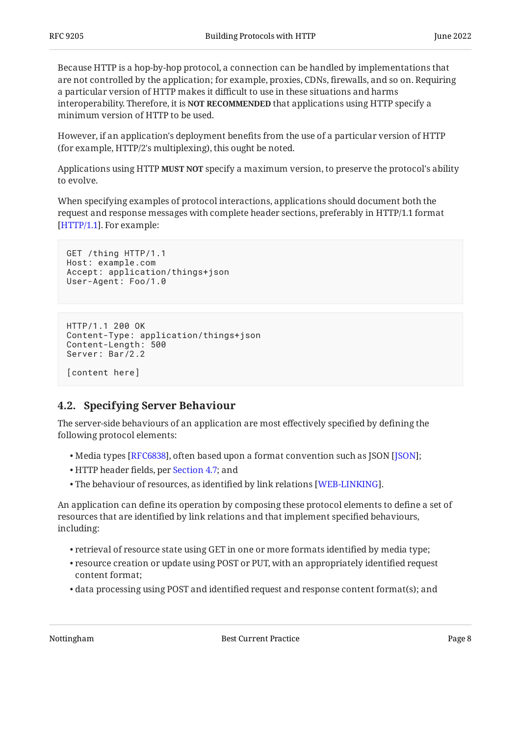Because HTTP is a hop-by-hop protocol, a connection can be handled by implementations that are not controlled by the application; for example, proxies, CDNs, firewalls, and so on. Requiring a particular version of HTTP makes it difficult to use in these situations and harms interoperability. Therefore, it is **NOT RECOMMENDED** that applications using HTTP specify a minimum version of HTTP to be used.

However, if an application's deployment benefits from the use of a particular version of HTTP (for example, HTTP/2's multiplexing), this ought be noted.

Applications using HTTP **MUST NOT** specify a maximum version, to preserve the protocol's ability to evolve.

When specifying examples of protocol interactions, applications should document both the request and response messages with complete header sections, preferably in HTTP/1.1 format [HTTP/1.1]. For example:

```
GET /thing HTTP/1.1
Host: example.com
Accept: application/things+json
User-Agent: Foo/1.0
```

```
HTTP/1.1 200 OK
Content-Type: application/things+json
Content-Length: 500
Server: Bar/2.2

[content here]
```

### 4.2. Specifying Server Behaviour

The server-side behaviours of an application are most effectively specified by defining the following protocol elements:

- Media types [RFC6838], often based upon a format convention such as JSON [JSON];
- HTTP header fields, per Section 4.7; and
- The behaviour of resources, as identified by link relations [WEB-LINKING].

An application can define its operation by composing these protocol elements to define a set of resources that are identified by link relations and that implement specified behaviours, including:

- retrieval of resource state using GET in one or more formats identified by media type;
- resource creation or update using POST or PUT, with an appropriately identified request content format;
- data processing using POST and identified request and response content format(s); and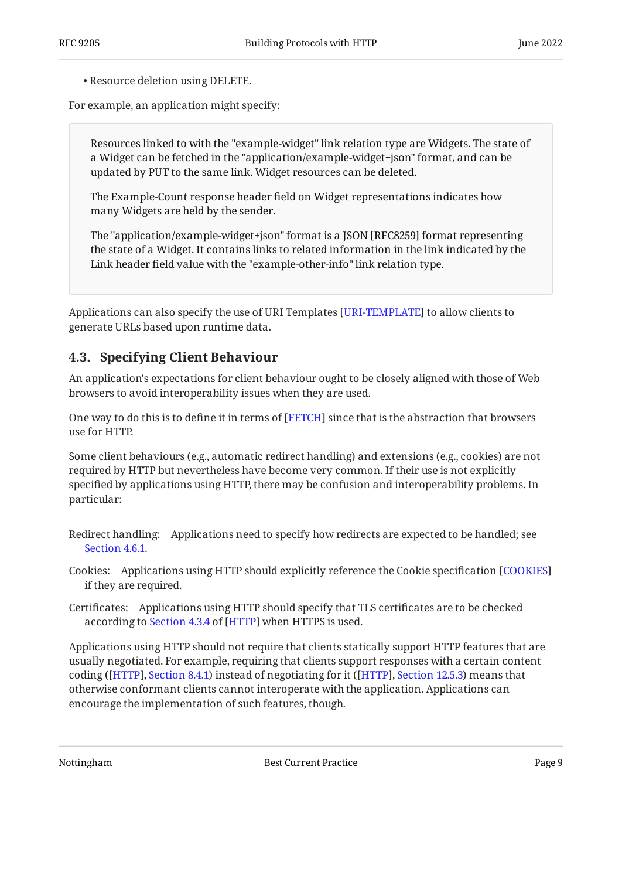- Resource deletion using DELETE.

For example, an application might specify:

> Resources linked to with the "example-widget" link relation type are Widgets. The state of a Widget can be fetched in the "application/example-widget+json" format, and can be updated by PUT to the same link. Widget resources can be deleted.
>
> The Example-Count response header field on Widget representations indicates how many Widgets are held by the sender.
>
> The "application/example-widget+json" format is a JSON [RFC8259] format representing the state of a Widget. It contains links to related information in the link indicated by the Link header field value with the "example-other-info" link relation type.

Applications can also specify the use of URI Templates [URI-TEMPLATE] to allow clients to generate URLs based upon runtime data.

### 4.3. Specifying Client Behaviour

An application's expectations for client behaviour ought to be closely aligned with those of Web browsers to avoid interoperability issues when they are used.

One way to do this is to define it in terms of [FETCH] since that is the abstraction that browsers use for HTTP.

Some client behaviours (e.g., automatic redirect handling) and extensions (e.g., cookies) are not required by HTTP but nevertheless have become very common. If their use is not explicitly specified by applications using HTTP, there may be confusion and interoperability problems. In particular:

Redirect handling:
: Applications need to specify how redirects are expected to be handled; see Section 4.6.1.

Cookies:
: Applications using HTTP should explicitly reference the Cookie specification [COOKIES] if they are required.

Certificates:
: Applications using HTTP should specify that TLS certificates are to be checked according to Section 4.3.4 of [HTTP] when HTTPS is used.

Applications using HTTP should not require that clients statically support HTTP features that are usually negotiated. For example, requiring that clients support responses with a certain content coding ([HTTP], Section 8.4.1) instead of negotiating for it ([HTTP], Section 12.5.3) means that otherwise conformant clients cannot interoperate with the application. Applications can encourage the implementation of such features, though.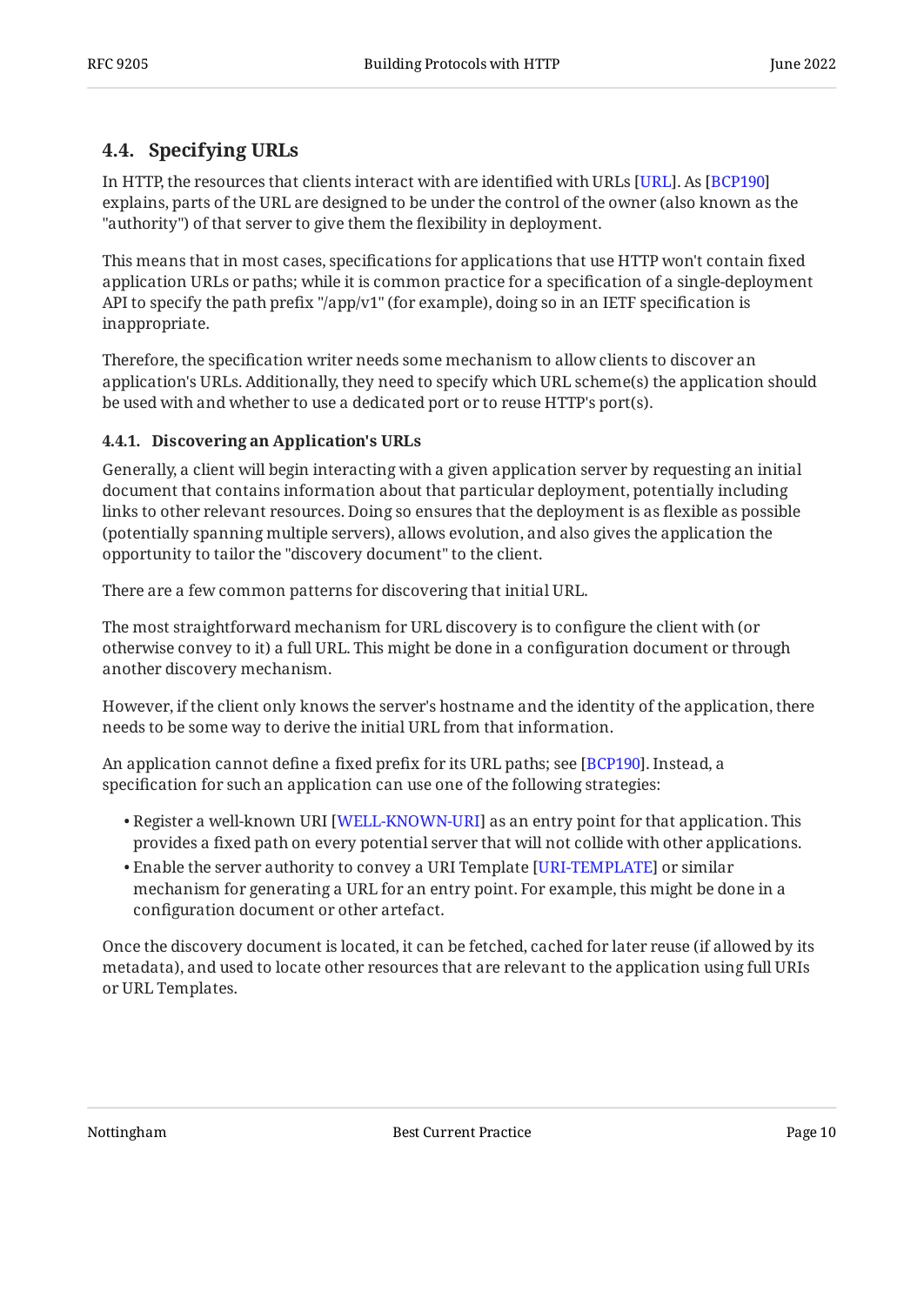## 4.4. Specifying URLs

In HTTP, the resources that clients interact with are identified with URLs [URL]. As [BCP190] explains, parts of the URL are designed to be under the control of the owner (also known as the "authority") of that server to give them the flexibility in deployment.

This means that in most cases, specifications for applications that use HTTP won't contain fixed application URLs or paths; while it is common practice for a specification of a single-deployment API to specify the path prefix "/app/v1" (for example), doing so in an IETF specification is inappropriate.

Therefore, the specification writer needs some mechanism to allow clients to discover an application's URLs. Additionally, they need to specify which URL scheme(s) the application should be used with and whether to use a dedicated port or to reuse HTTP's port(s).

### 4.4.1. Discovering an Application's URLs

Generally, a client will begin interacting with a given application server by requesting an initial document that contains information about that particular deployment, potentially including links to other relevant resources. Doing so ensures that the deployment is as flexible as possible (potentially spanning multiple servers), allows evolution, and also gives the application the opportunity to tailor the "discovery document" to the client.

There are a few common patterns for discovering that initial URL.

The most straightforward mechanism for URL discovery is to configure the client with (or otherwise convey to it) a full URL. This might be done in a configuration document or through another discovery mechanism.

However, if the client only knows the server's hostname and the identity of the application, there needs to be some way to derive the initial URL from that information.

An application cannot define a fixed prefix for its URL paths; see [BCP190]. Instead, a specification for such an application can use one of the following strategies:

- Register a well-known URI [WELL-KNOWN-URI] as an entry point for that application. This provides a fixed path on every potential server that will not collide with other applications.
- Enable the server authority to convey a URI Template [URI-TEMPLATE] or similar mechanism for generating a URL for an entry point. For example, this might be done in a configuration document or other artefact.

Once the discovery document is located, it can be fetched, cached for later reuse (if allowed by its metadata), and used to locate other resources that are relevant to the application using full URIs or URL Templates.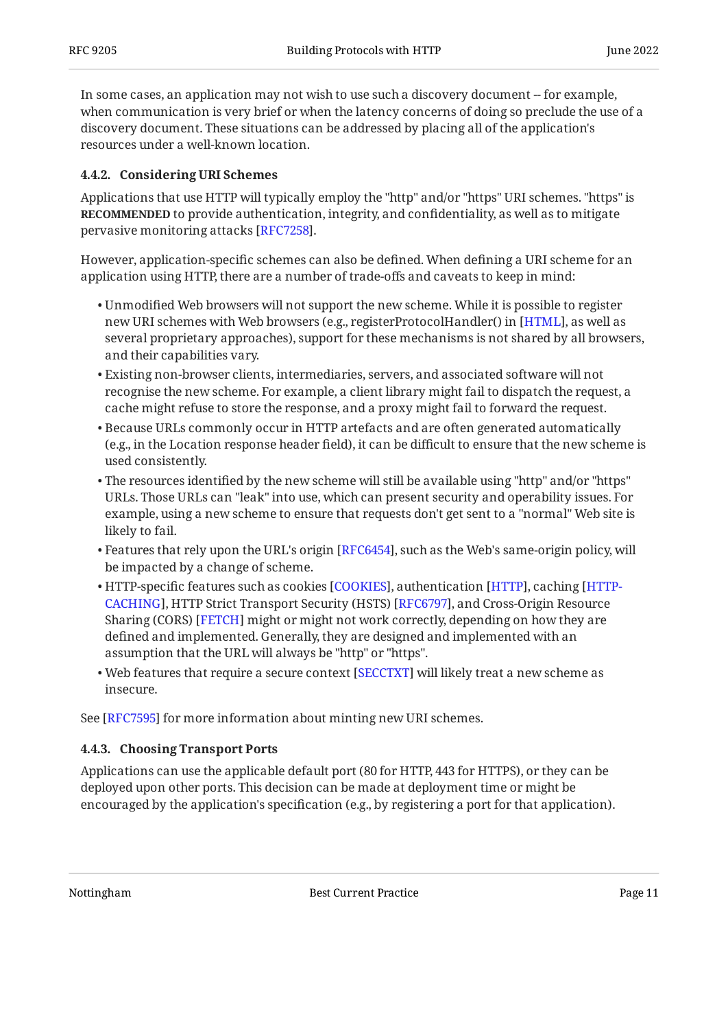In some cases, an application may not wish to use such a discovery document -- for example, when communication is very brief or when the latency concerns of doing so preclude the use of a discovery document. These situations can be addressed by placing all of the application's resources under a well-known location.

### 4.4.2. Considering URI Schemes

Applications that use HTTP will typically employ the "http" and/or "https" URI schemes. "https" is **RECOMMENDED** to provide authentication, integrity, and confidentiality, as well as to mitigate pervasive monitoring attacks [RFC7258].

However, application-specific schemes can also be defined. When defining a URI scheme for an application using HTTP, there are a number of trade-offs and caveats to keep in mind:

- Unmodified Web browsers will not support the new scheme. While it is possible to register new URI schemes with Web browsers (e.g., registerProtocolHandler() in [HTML], as well as several proprietary approaches), support for these mechanisms is not shared by all browsers, and their capabilities vary.
- Existing non-browser clients, intermediaries, servers, and associated software will not recognise the new scheme. For example, a client library might fail to dispatch the request, a cache might refuse to store the response, and a proxy might fail to forward the request.
- Because URLs commonly occur in HTTP artefacts and are often generated automatically (e.g., in the Location response header field), it can be difficult to ensure that the new scheme is used consistently.
- The resources identified by the new scheme will still be available using "http" and/or "https" URLs. Those URLs can "leak" into use, which can present security and operability issues. For example, using a new scheme to ensure that requests don't get sent to a "normal" Web site is likely to fail.
- Features that rely upon the URL's origin [RFC6454], such as the Web's same-origin policy, will be impacted by a change of scheme.
- HTTP-specific features such as cookies [COOKIES], authentication [HTTP], caching [HTTP-CACHING], HTTP Strict Transport Security (HSTS) [RFC6797], and Cross-Origin Resource Sharing (CORS) [FETCH] might or might not work correctly, depending on how they are defined and implemented. Generally, they are designed and implemented with an assumption that the URL will always be "http" or "https".
- Web features that require a secure context [SECCTXT] will likely treat a new scheme as insecure.

See [RFC7595] for more information about minting new URI schemes.

### 4.4.3. Choosing Transport Ports

Applications can use the applicable default port (80 for HTTP, 443 for HTTPS), or they can be deployed upon other ports. This decision can be made at deployment time or might be encouraged by the application's specification (e.g., by registering a port for that application).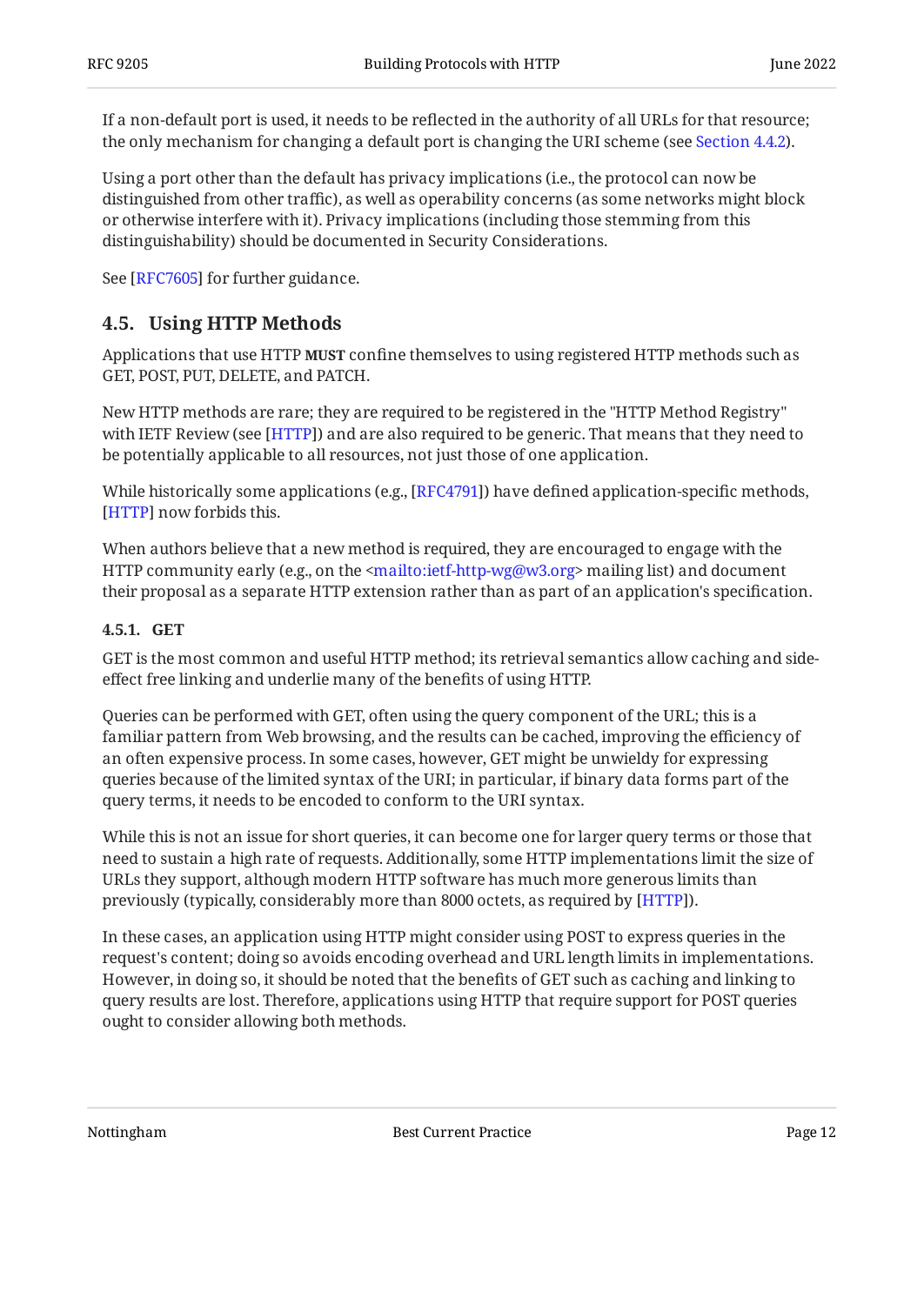If a non-default port is used, it needs to be reflected in the authority of all URLs for that resource; the only mechanism for changing a default port is changing the URI scheme (see Section 4.4.2).

Using a port other than the default has privacy implications (i.e., the protocol can now be distinguished from other traffic), as well as operability concerns (as some networks might block or otherwise interfere with it). Privacy implications (including those stemming from this distinguishability) should be documented in Security Considerations.

See [RFC7605] for further guidance.

## 4.5. Using HTTP Methods

Applications that use HTTP **MUST** confine themselves to using registered HTTP methods such as GET, POST, PUT, DELETE, and PATCH.

New HTTP methods are rare; they are required to be registered in the "HTTP Method Registry" with IETF Review (see [HTTP]) and are also required to be generic. That means that they need to be potentially applicable to all resources, not just those of one application.

While historically some applications (e.g., [RFC4791]) have defined application-specific methods, [HTTP] now forbids this.

When authors believe that a new method is required, they are encouraged to engage with the HTTP community early (e.g., on the <mailto:ietf-http-wg@w3.org> mailing list) and document their proposal as a separate HTTP extension rather than as part of an application's specification.

### 4.5.1. GET

GET is the most common and useful HTTP method; its retrieval semantics allow caching and side-effect free linking and underlie many of the benefits of using HTTP.

Queries can be performed with GET, often using the query component of the URL; this is a familiar pattern from Web browsing, and the results can be cached, improving the efficiency of an often expensive process. In some cases, however, GET might be unwieldy for expressing queries because of the limited syntax of the URI; in particular, if binary data forms part of the query terms, it needs to be encoded to conform to the URI syntax.

While this is not an issue for short queries, it can become one for larger query terms or those that need to sustain a high rate of requests. Additionally, some HTTP implementations limit the size of URLs they support, although modern HTTP software has much more generous limits than previously (typically, considerably more than 8000 octets, as required by [HTTP]).

In these cases, an application using HTTP might consider using POST to express queries in the request's content; doing so avoids encoding overhead and URL length limits in implementations. However, in doing so, it should be noted that the benefits of GET such as caching and linking to query results are lost. Therefore, applications using HTTP that require support for POST queries ought to consider allowing both methods.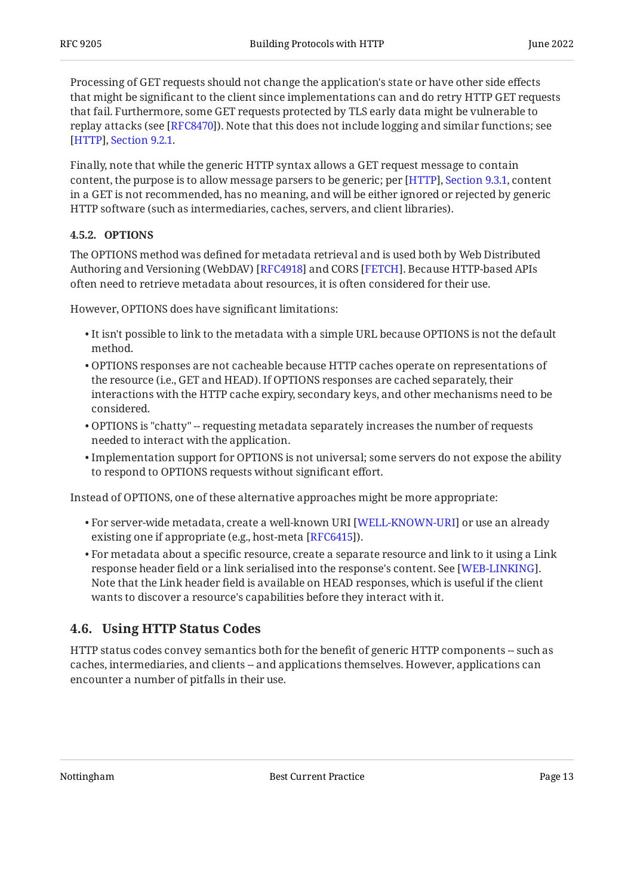Processing of GET requests should not change the application's state or have other side effects that might be significant to the client since implementations can and do retry HTTP GET requests that fail. Furthermore, some GET requests protected by TLS early data might be vulnerable to replay attacks (see [RFC8470]). Note that this does not include logging and similar functions; see [HTTP], Section 9.2.1.

Finally, note that while the generic HTTP syntax allows a GET request message to contain content, the purpose is to allow message parsers to be generic; per [HTTP], Section 9.3.1, content in a GET is not recommended, has no meaning, and will be either ignored or rejected by generic HTTP software (such as intermediaries, caches, servers, and client libraries).

#### 4.5.2. OPTIONS

The OPTIONS method was defined for metadata retrieval and is used both by Web Distributed Authoring and Versioning (WebDAV) [RFC4918] and CORS [FETCH]. Because HTTP-based APIs often need to retrieve metadata about resources, it is often considered for their use.

However, OPTIONS does have significant limitations:

- It isn't possible to link to the metadata with a simple URL because OPTIONS is not the default method.
- OPTIONS responses are not cacheable because HTTP caches operate on representations of the resource (i.e., GET and HEAD). If OPTIONS responses are cached separately, their interactions with the HTTP cache expiry, secondary keys, and other mechanisms need to be considered.
- OPTIONS is "chatty" -- requesting metadata separately increases the number of requests needed to interact with the application.
- Implementation support for OPTIONS is not universal; some servers do not expose the ability to respond to OPTIONS requests without significant effort.

Instead of OPTIONS, one of these alternative approaches might be more appropriate:

- For server-wide metadata, create a well-known URI [WELL-KNOWN-URI] or use an already existing one if appropriate (e.g., host-meta [RFC6415]).
- For metadata about a specific resource, create a separate resource and link to it using a Link response header field or a link serialised into the response's content. See [WEB-LINKING]. Note that the Link header field is available on HEAD responses, which is useful if the client wants to discover a resource's capabilities before they interact with it.

### 4.6. Using HTTP Status Codes

HTTP status codes convey semantics both for the benefit of generic HTTP components -- such as caches, intermediaries, and clients -- and applications themselves. However, applications can encounter a number of pitfalls in their use.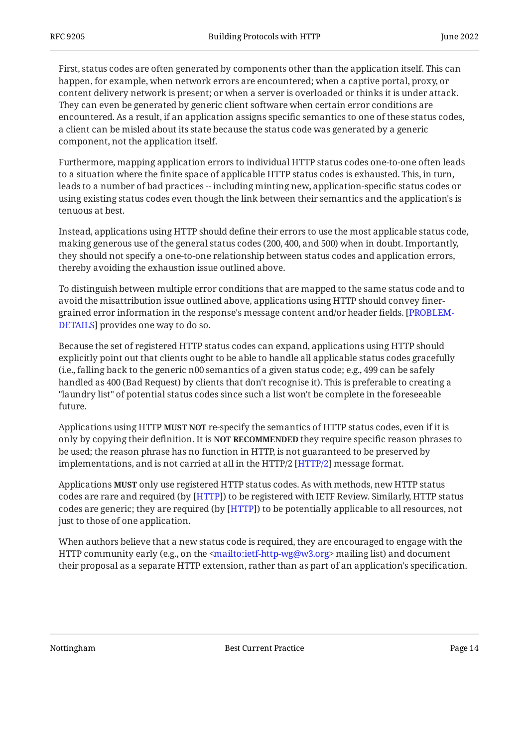First, status codes are often generated by components other than the application itself. This can happen, for example, when network errors are encountered; when a captive portal, proxy, or content delivery network is present; or when a server is overloaded or thinks it is under attack. They can even be generated by generic client software when certain error conditions are encountered. As a result, if an application assigns specific semantics to one of these status codes, a client can be misled about its state because the status code was generated by a generic component, not the application itself.

Furthermore, mapping application errors to individual HTTP status codes one-to-one often leads to a situation where the finite space of applicable HTTP status codes is exhausted. This, in turn, leads to a number of bad practices -- including minting new, application-specific status codes or using existing status codes even though the link between their semantics and the application's is tenuous at best.

Instead, applications using HTTP should define their errors to use the most applicable status code, making generous use of the general status codes (200, 400, and 500) when in doubt. Importantly, they should not specify a one-to-one relationship between status codes and application errors, thereby avoiding the exhaustion issue outlined above.

To distinguish between multiple error conditions that are mapped to the same status code and to avoid the misattribution issue outlined above, applications using HTTP should convey finer-grained error information in the response's message content and/or header fields. [PROBLEM-DETAILS] provides one way to do so.

Because the set of registered HTTP status codes can expand, applications using HTTP should explicitly point out that clients ought to be able to handle all applicable status codes gracefully (i.e., falling back to the generic n00 semantics of a given status code; e.g., 499 can be safely handled as 400 (Bad Request) by clients that don't recognise it). This is preferable to creating a "laundry list" of potential status codes since such a list won't be complete in the foreseeable future.

Applications using HTTP **MUST NOT** re-specify the semantics of HTTP status codes, even if it is only by copying their definition. It is **NOT RECOMMENDED** they require specific reason phrases to be used; the reason phrase has no function in HTTP, is not guaranteed to be preserved by implementations, and is not carried at all in the HTTP/2 [HTTP/2] message format.

Applications **MUST** only use registered HTTP status codes. As with methods, new HTTP status codes are rare and required (by [HTTP]) to be registered with IETF Review. Similarly, HTTP status codes are generic; they are required (by [HTTP]) to be potentially applicable to all resources, not just to those of one application.

When authors believe that a new status code is required, they are encouraged to engage with the HTTP community early (e.g., on the <mailto:ietf-http-wg@w3.org> mailing list) and document their proposal as a separate HTTP extension, rather than as part of an application's specification.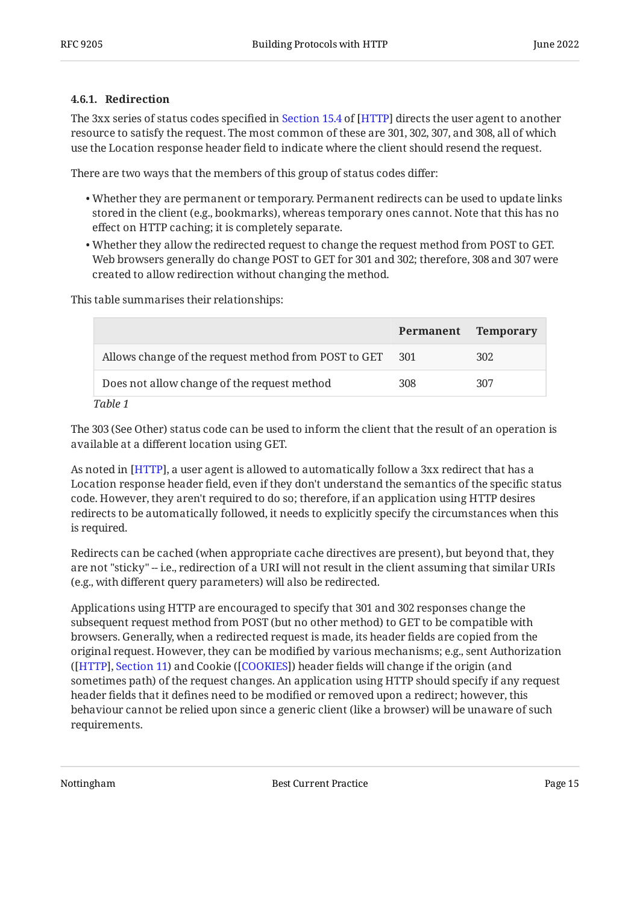#### 4.6.1. Redirection

The 3xx series of status codes specified in Section 15.4 of [HTTP] directs the user agent to another resource to satisfy the request. The most common of these are 301, 302, 307, and 308, all of which use the Location response header field to indicate where the client should resend the request.

There are two ways that the members of this group of status codes differ:

- Whether they are permanent or temporary. Permanent redirects can be used to update links stored in the client (e.g., bookmarks), whereas temporary ones cannot. Note that this has no effect on HTTP caching; it is completely separate.
- Whether they allow the redirected request to change the request method from POST to GET. Web browsers generally do change POST to GET for 301 and 302; therefore, 308 and 307 were created to allow redirection without changing the method.

This table summarises their relationships:

| | Permanent | Temporary |
|---|---|---|
| Allows change of the request method from POST to GET | 301 | 302 |
| Does not allow change of the request method | 308 | 307 |

*Table 1*

The 303 (See Other) status code can be used to inform the client that the result of an operation is available at a different location using GET.

As noted in [HTTP], a user agent is allowed to automatically follow a 3xx redirect that has a Location response header field, even if they don't understand the semantics of the specific status code. However, they aren't required to do so; therefore, if an application using HTTP desires redirects to be automatically followed, it needs to explicitly specify the circumstances when this is required.

Redirects can be cached (when appropriate cache directives are present), but beyond that, they are not "sticky" -- i.e., redirection of a URI will not result in the client assuming that similar URIs (e.g., with different query parameters) will also be redirected.

Applications using HTTP are encouraged to specify that 301 and 302 responses change the subsequent request method from POST (but no other method) to GET to be compatible with browsers. Generally, when a redirected request is made, its header fields are copied from the original request. However, they can be modified by various mechanisms; e.g., sent Authorization ([HTTP], Section 11) and Cookie ([COOKIES]) header fields will change if the origin (and sometimes path) of the request changes. An application using HTTP should specify if any request header fields that it defines need to be modified or removed upon a redirect; however, this behaviour cannot be relied upon since a generic client (like a browser) will be unaware of such requirements.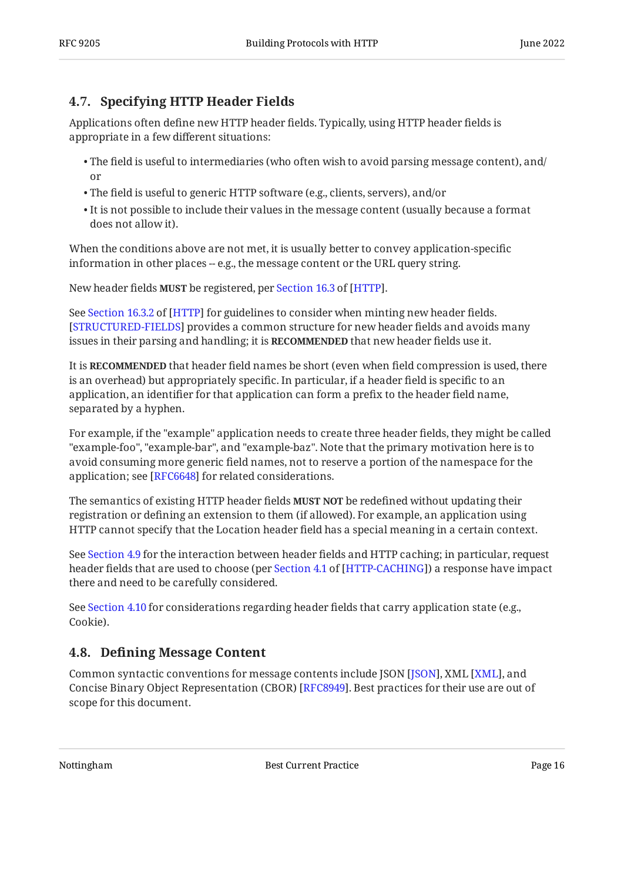## 4.7. Specifying HTTP Header Fields

Applications often define new HTTP header fields. Typically, using HTTP header fields is appropriate in a few different situations:

- The field is useful to intermediaries (who often wish to avoid parsing message content), and/or
- The field is useful to generic HTTP software (e.g., clients, servers), and/or
- It is not possible to include their values in the message content (usually because a format does not allow it).

When the conditions above are not met, it is usually better to convey application-specific information in other places -- e.g., the message content or the URL query string.

New header fields **MUST** be registered, per Section 16.3 of [HTTP].

See Section 16.3.2 of [HTTP] for guidelines to consider when minting new header fields. [STRUCTURED-FIELDS] provides a common structure for new header fields and avoids many issues in their parsing and handling; it is **RECOMMENDED** that new header fields use it.

It is **RECOMMENDED** that header field names be short (even when field compression is used, there is an overhead) but appropriately specific. In particular, if a header field is specific to an application, an identifier for that application can form a prefix to the header field name, separated by a hyphen.

For example, if the "example" application needs to create three header fields, they might be called "example-foo", "example-bar", and "example-baz". Note that the primary motivation here is to avoid consuming more generic field names, not to reserve a portion of the namespace for the application; see [RFC6648] for related considerations.

The semantics of existing HTTP header fields **MUST NOT** be redefined without updating their registration or defining an extension to them (if allowed). For example, an application using HTTP cannot specify that the Location header field has a special meaning in a certain context.

See Section 4.9 for the interaction between header fields and HTTP caching; in particular, request header fields that are used to choose (per Section 4.1 of [HTTP-CACHING]) a response have impact there and need to be carefully considered.

See Section 4.10 for considerations regarding header fields that carry application state (e.g., Cookie).

## 4.8. Defining Message Content

Common syntactic conventions for message contents include JSON [JSON], XML [XML], and Concise Binary Object Representation (CBOR) [RFC8949]. Best practices for their use are out of scope for this document.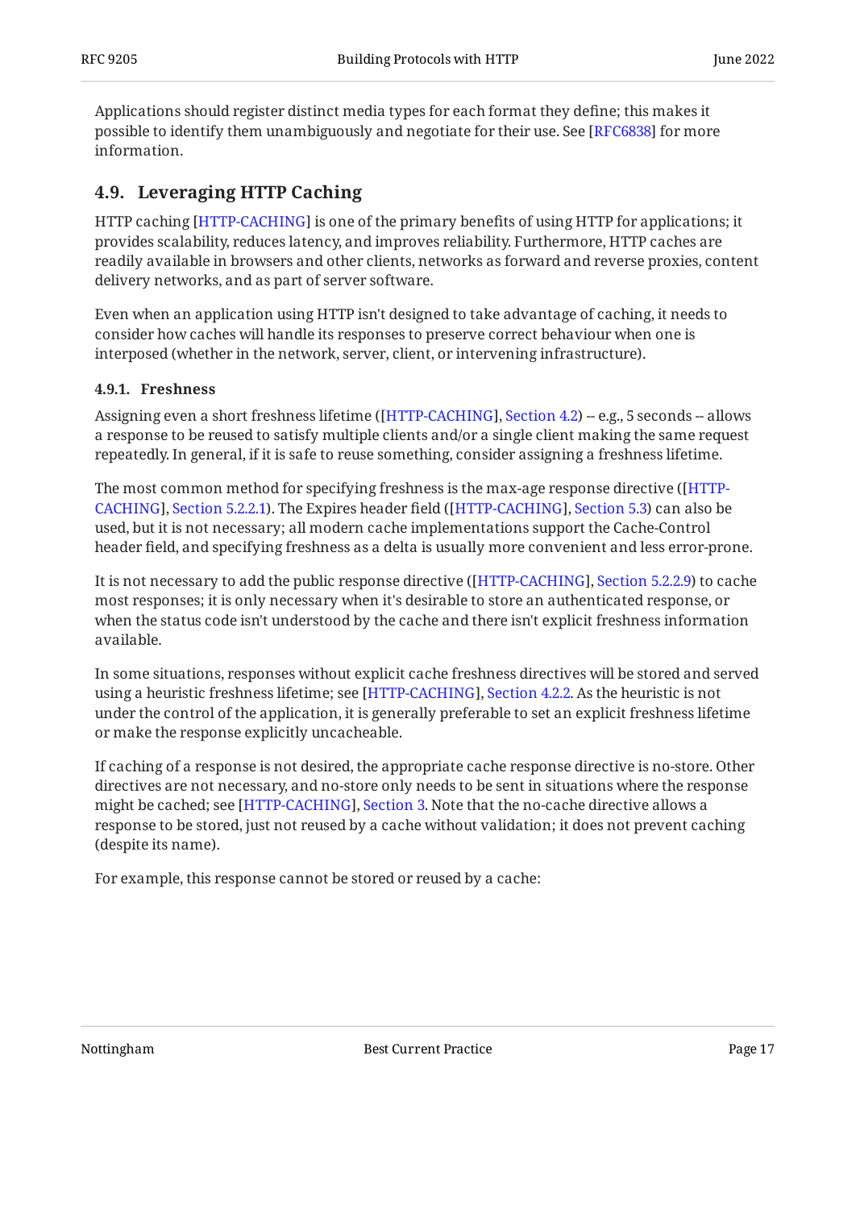Applications should register distinct media types for each format they define; this makes it possible to identify them unambiguously and negotiate for their use. See [RFC6838] for more information.

## 4.9. Leveraging HTTP Caching

HTTP caching [HTTP-CACHING] is one of the primary benefits of using HTTP for applications; it provides scalability, reduces latency, and improves reliability. Furthermore, HTTP caches are readily available in browsers and other clients, networks as forward and reverse proxies, content delivery networks, and as part of server software.

Even when an application using HTTP isn't designed to take advantage of caching, it needs to consider how caches will handle its responses to preserve correct behaviour when one is interposed (whether in the network, server, client, or intervening infrastructure).

### 4.9.1. Freshness

Assigning even a short freshness lifetime ([HTTP-CACHING], Section 4.2) -- e.g., 5 seconds -- allows a response to be reused to satisfy multiple clients and/or a single client making the same request repeatedly. In general, if it is safe to reuse something, consider assigning a freshness lifetime.

The most common method for specifying freshness is the max-age response directive ([HTTP-CACHING], Section 5.2.2.1). The Expires header field ([HTTP-CACHING], Section 5.3) can also be used, but it is not necessary; all modern cache implementations support the Cache-Control header field, and specifying freshness as a delta is usually more convenient and less error-prone.

It is not necessary to add the public response directive ([HTTP-CACHING], Section 5.2.2.9) to cache most responses; it is only necessary when it's desirable to store an authenticated response, or when the status code isn't understood by the cache and there isn't explicit freshness information available.

In some situations, responses without explicit cache freshness directives will be stored and served using a heuristic freshness lifetime; see [HTTP-CACHING], Section 4.2.2. As the heuristic is not under the control of the application, it is generally preferable to set an explicit freshness lifetime or make the response explicitly uncacheable.

If caching of a response is not desired, the appropriate cache response directive is no-store. Other directives are not necessary, and no-store only needs to be sent in situations where the response might be cached; see [HTTP-CACHING], Section 3. Note that the no-cache directive allows a response to be stored, just not reused by a cache without validation; it does not prevent caching (despite its name).

For example, this response cannot be stored or reused by a cache: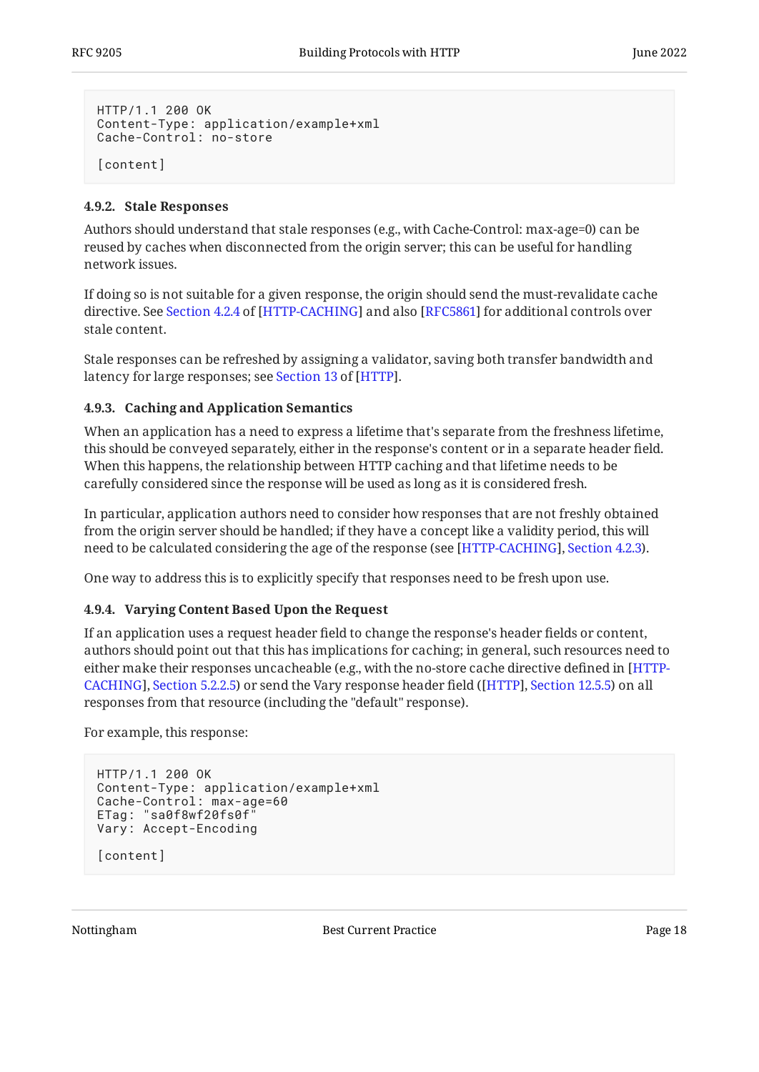```
HTTP/1.1 200 OK
Content-Type: application/example+xml
Cache-Control: no-store

[content]
```

#### 4.9.2. Stale Responses

Authors should understand that stale responses (e.g., with Cache-Control: max-age=0) can be reused by caches when disconnected from the origin server; this can be useful for handling network issues.

If doing so is not suitable for a given response, the origin should send the must-revalidate cache directive. See Section 4.2.4 of [HTTP-CACHING] and also [RFC5861] for additional controls over stale content.

Stale responses can be refreshed by assigning a validator, saving both transfer bandwidth and latency for large responses; see Section 13 of [HTTP].

#### 4.9.3. Caching and Application Semantics

When an application has a need to express a lifetime that's separate from the freshness lifetime, this should be conveyed separately, either in the response's content or in a separate header field. When this happens, the relationship between HTTP caching and that lifetime needs to be carefully considered since the response will be used as long as it is considered fresh.

In particular, application authors need to consider how responses that are not freshly obtained from the origin server should be handled; if they have a concept like a validity period, this will need to be calculated considering the age of the response (see [HTTP-CACHING], Section 4.2.3).

One way to address this is to explicitly specify that responses need to be fresh upon use.

#### 4.9.4. Varying Content Based Upon the Request

If an application uses a request header field to change the response's header fields or content, authors should point out that this has implications for caching; in general, such resources need to either make their responses uncacheable (e.g., with the no-store cache directive defined in [HTTP-CACHING], Section 5.2.2.5) or send the Vary response header field ([HTTP], Section 12.5.5) on all responses from that resource (including the "default" response).

For example, this response:

```
HTTP/1.1 200 OK
Content-Type: application/example+xml
Cache-Control: max-age=60
ETag: "sa0f8wf20fs0f"
Vary: Accept-Encoding

[content]
```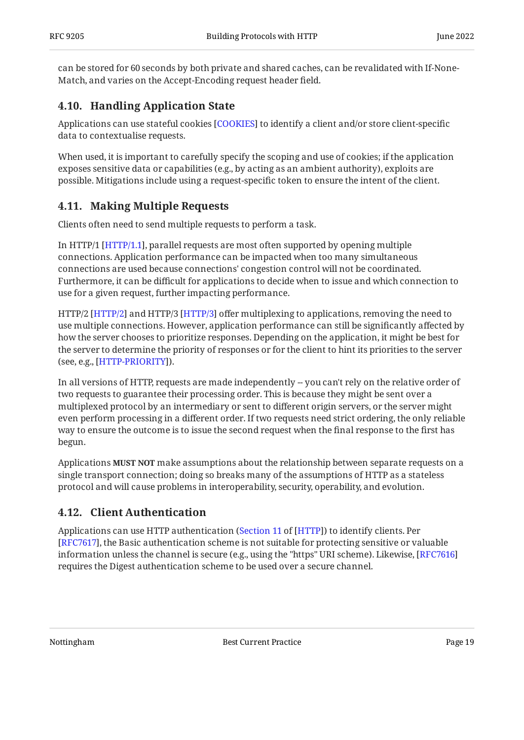can be stored for 60 seconds by both private and shared caches, can be revalidated with If-None-Match, and varies on the Accept-Encoding request header field.

### 4.10. Handling Application State

Applications can use stateful cookies [COOKIES] to identify a client and/or store client-specific data to contextualise requests.

When used, it is important to carefully specify the scoping and use of cookies; if the application exposes sensitive data or capabilities (e.g., by acting as an ambient authority), exploits are possible. Mitigations include using a request-specific token to ensure the intent of the client.

### 4.11. Making Multiple Requests

Clients often need to send multiple requests to perform a task.

In HTTP/1 [HTTP/1.1], parallel requests are most often supported by opening multiple connections. Application performance can be impacted when too many simultaneous connections are used because connections' congestion control will not be coordinated. Furthermore, it can be difficult for applications to decide when to issue and which connection to use for a given request, further impacting performance.

HTTP/2 [HTTP/2] and HTTP/3 [HTTP/3] offer multiplexing to applications, removing the need to use multiple connections. However, application performance can still be significantly affected by how the server chooses to prioritize responses. Depending on the application, it might be best for the server to determine the priority of responses or for the client to hint its priorities to the server (see, e.g., [HTTP-PRIORITY]).

In all versions of HTTP, requests are made independently -- you can't rely on the relative order of two requests to guarantee their processing order. This is because they might be sent over a multiplexed protocol by an intermediary or sent to different origin servers, or the server might even perform processing in a different order. If two requests need strict ordering, the only reliable way to ensure the outcome is to issue the second request when the final response to the first has begun.

Applications **MUST NOT** make assumptions about the relationship between separate requests on a single transport connection; doing so breaks many of the assumptions of HTTP as a stateless protocol and will cause problems in interoperability, security, operability, and evolution.

### 4.12. Client Authentication

Applications can use HTTP authentication (Section 11 of [HTTP]) to identify clients. Per [RFC7617], the Basic authentication scheme is not suitable for protecting sensitive or valuable information unless the channel is secure (e.g., using the "https" URI scheme). Likewise, [RFC7616] requires the Digest authentication scheme to be used over a secure channel.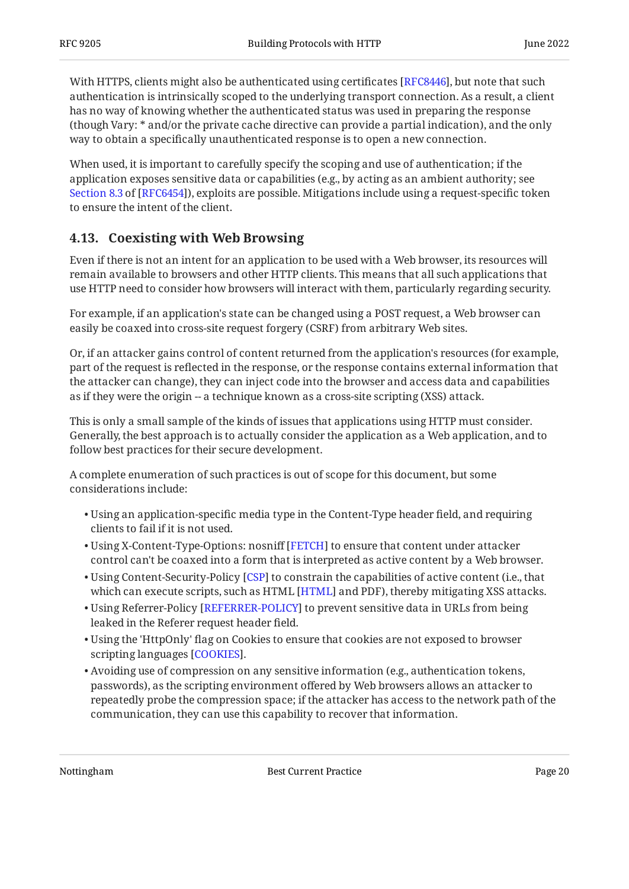With HTTPS, clients might also be authenticated using certificates [RFC8446], but note that such authentication is intrinsically scoped to the underlying transport connection. As a result, a client has no way of knowing whether the authenticated status was used in preparing the response (though Vary: * and/or the private cache directive can provide a partial indication), and the only way to obtain a specifically unauthenticated response is to open a new connection.

When used, it is important to carefully specify the scoping and use of authentication; if the application exposes sensitive data or capabilities (e.g., by acting as an ambient authority; see Section 8.3 of [RFC6454]), exploits are possible. Mitigations include using a request-specific token to ensure the intent of the client.

## 4.13. Coexisting with Web Browsing

Even if there is not an intent for an application to be used with a Web browser, its resources will remain available to browsers and other HTTP clients. This means that all such applications that use HTTP need to consider how browsers will interact with them, particularly regarding security.

For example, if an application's state can be changed using a POST request, a Web browser can easily be coaxed into cross-site request forgery (CSRF) from arbitrary Web sites.

Or, if an attacker gains control of content returned from the application's resources (for example, part of the request is reflected in the response, or the response contains external information that the attacker can change), they can inject code into the browser and access data and capabilities as if they were the origin -- a technique known as a cross-site scripting (XSS) attack.

This is only a small sample of the kinds of issues that applications using HTTP must consider. Generally, the best approach is to actually consider the application as a Web application, and to follow best practices for their secure development.

A complete enumeration of such practices is out of scope for this document, but some considerations include:

- Using an application-specific media type in the Content-Type header field, and requiring clients to fail if it is not used.
- Using X-Content-Type-Options: nosniff [FETCH] to ensure that content under attacker control can't be coaxed into a form that is interpreted as active content by a Web browser.
- Using Content-Security-Policy [CSP] to constrain the capabilities of active content (i.e., that which can execute scripts, such as HTML [HTML] and PDF), thereby mitigating XSS attacks.
- Using Referrer-Policy [REFERRER-POLICY] to prevent sensitive data in URLs from being leaked in the Referer request header field.
- Using the 'HttpOnly' flag on Cookies to ensure that cookies are not exposed to browser scripting languages [COOKIES].
- Avoiding use of compression on any sensitive information (e.g., authentication tokens, passwords), as the scripting environment offered by Web browsers allows an attacker to repeatedly probe the compression space; if the attacker has access to the network path of the communication, they can use this capability to recover that information.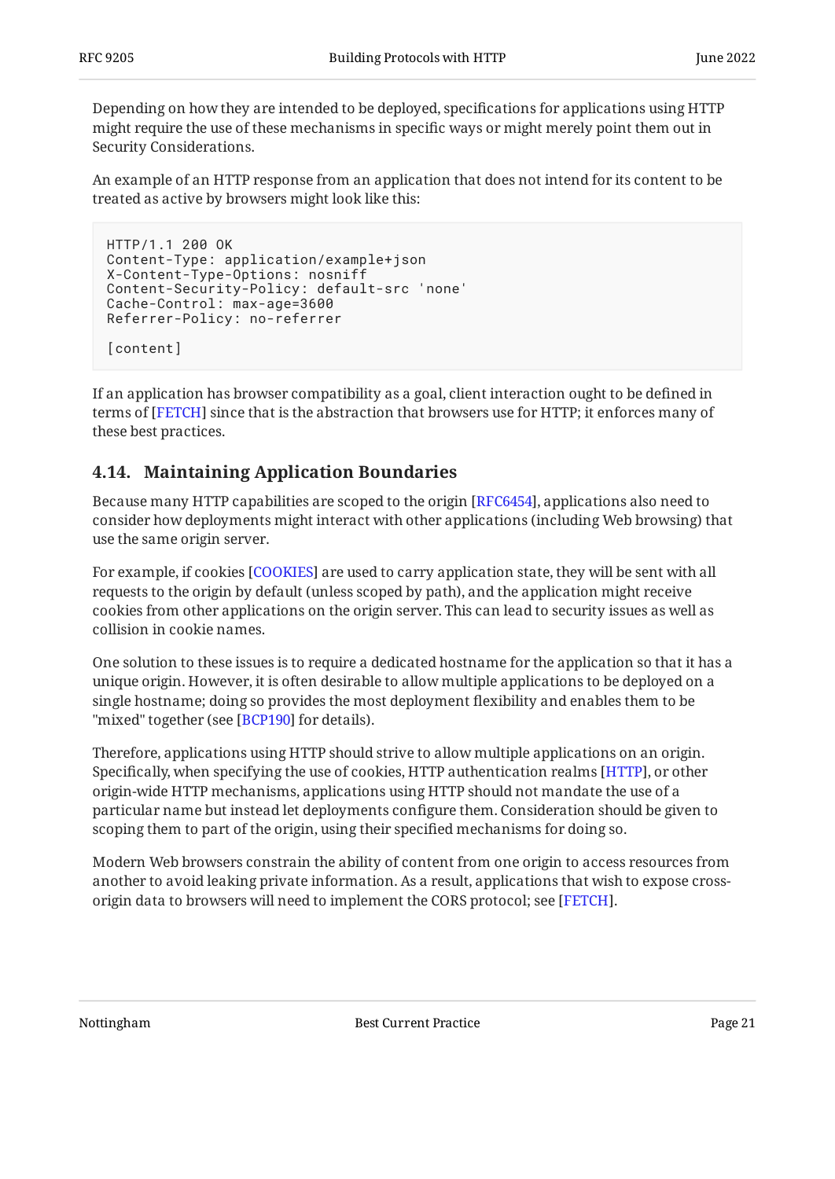Depending on how they are intended to be deployed, specifications for applications using HTTP might require the use of these mechanisms in specific ways or might merely point them out in Security Considerations.

An example of an HTTP response from an application that does not intend for its content to be treated as active by browsers might look like this:

```
HTTP/1.1 200 OK
Content-Type: application/example+json
X-Content-Type-Options: nosniff
Content-Security-Policy: default-src 'none'
Cache-Control: max-age=3600
Referrer-Policy: no-referrer

[content]
```

If an application has browser compatibility as a goal, client interaction ought to be defined in terms of [FETCH] since that is the abstraction that browsers use for HTTP; it enforces many of these best practices.

### 4.14. Maintaining Application Boundaries

Because many HTTP capabilities are scoped to the origin [RFC6454], applications also need to consider how deployments might interact with other applications (including Web browsing) that use the same origin server.

For example, if cookies [COOKIES] are used to carry application state, they will be sent with all requests to the origin by default (unless scoped by path), and the application might receive cookies from other applications on the origin server. This can lead to security issues as well as collision in cookie names.

One solution to these issues is to require a dedicated hostname for the application so that it has a unique origin. However, it is often desirable to allow multiple applications to be deployed on a single hostname; doing so provides the most deployment flexibility and enables them to be "mixed" together (see [BCP190] for details).

Therefore, applications using HTTP should strive to allow multiple applications on an origin. Specifically, when specifying the use of cookies, HTTP authentication realms [HTTP], or other origin-wide HTTP mechanisms, applications using HTTP should not mandate the use of a particular name but instead let deployments configure them. Consideration should be given to scoping them to part of the origin, using their specified mechanisms for doing so.

Modern Web browsers constrain the ability of content from one origin to access resources from another to avoid leaking private information. As a result, applications that wish to expose cross-origin data to browsers will need to implement the CORS protocol; see [FETCH].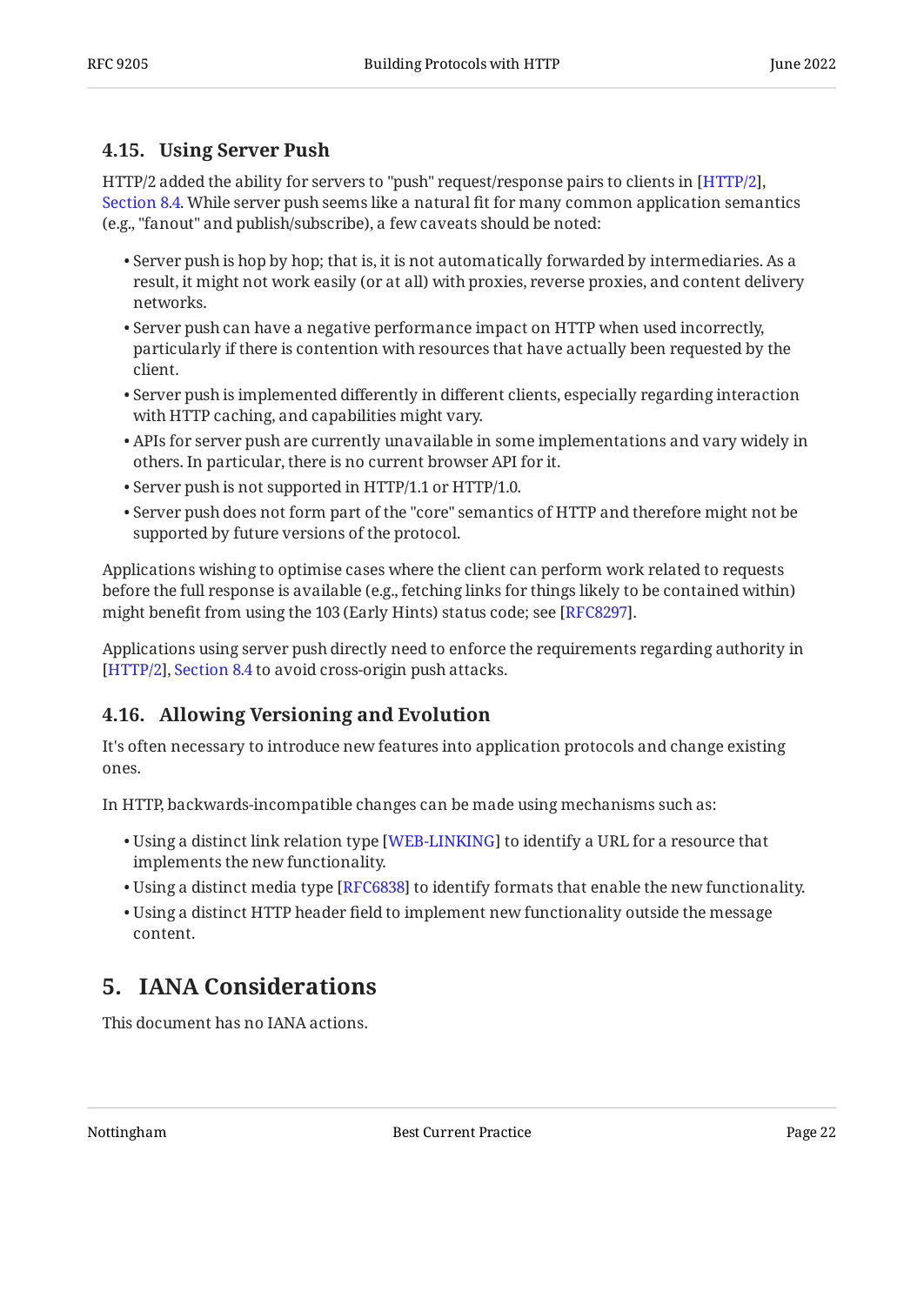### 4.15. Using Server Push

HTTP/2 added the ability for servers to "push" request/response pairs to clients in [HTTP/2], Section 8.4. While server push seems like a natural fit for many common application semantics (e.g., "fanout" and publish/subscribe), a few caveats should be noted:

- Server push is hop by hop; that is, it is not automatically forwarded by intermediaries. As a result, it might not work easily (or at all) with proxies, reverse proxies, and content delivery networks.
- Server push can have a negative performance impact on HTTP when used incorrectly, particularly if there is contention with resources that have actually been requested by the client.
- Server push is implemented differently in different clients, especially regarding interaction with HTTP caching, and capabilities might vary.
- APIs for server push are currently unavailable in some implementations and vary widely in others. In particular, there is no current browser API for it.
- Server push is not supported in HTTP/1.1 or HTTP/1.0.
- Server push does not form part of the "core" semantics of HTTP and therefore might not be supported by future versions of the protocol.

Applications wishing to optimise cases where the client can perform work related to requests before the full response is available (e.g., fetching links for things likely to be contained within) might benefit from using the 103 (Early Hints) status code; see [RFC8297].

Applications using server push directly need to enforce the requirements regarding authority in [HTTP/2], Section 8.4 to avoid cross-origin push attacks.

### 4.16. Allowing Versioning and Evolution

It's often necessary to introduce new features into application protocols and change existing ones.

In HTTP, backwards-incompatible changes can be made using mechanisms such as:

- Using a distinct link relation type [WEB-LINKING] to identify a URL for a resource that implements the new functionality.
- Using a distinct media type [RFC6838] to identify formats that enable the new functionality.
- Using a distinct HTTP header field to implement new functionality outside the message content.

## 5. IANA Considerations

This document has no IANA actions.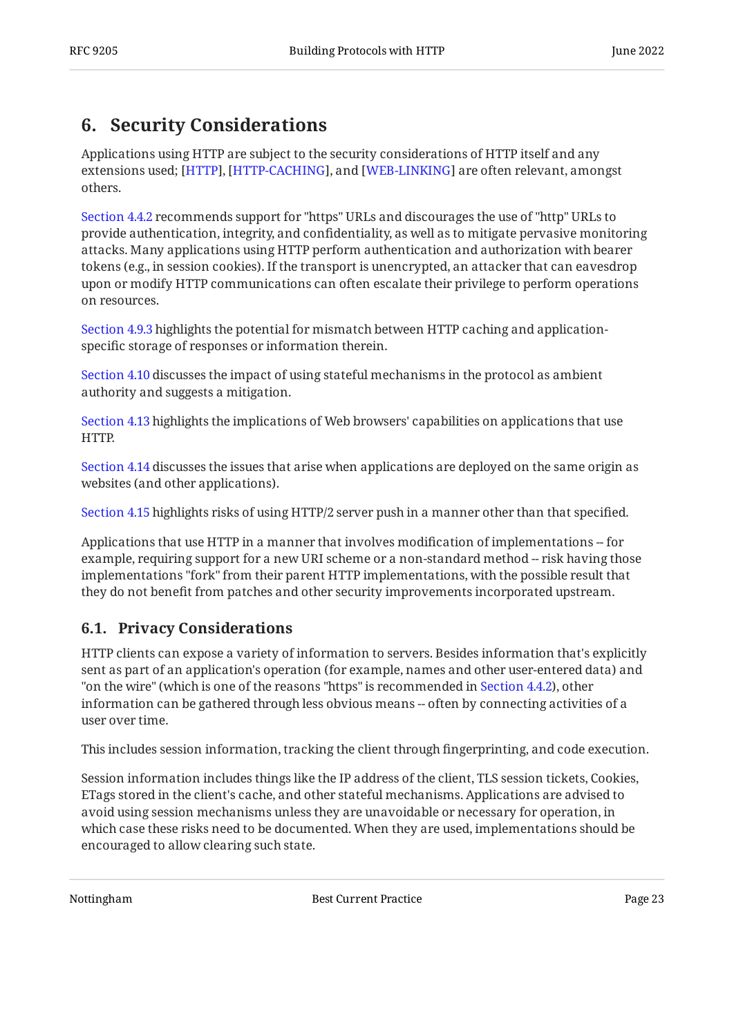## 6. Security Considerations

Applications using HTTP are subject to the security considerations of HTTP itself and any extensions used; [HTTP], [HTTP-CACHING], and [WEB-LINKING] are often relevant, amongst others.

Section 4.4.2 recommends support for "https" URLs and discourages the use of "http" URLs to provide authentication, integrity, and confidentiality, as well as to mitigate pervasive monitoring attacks. Many applications using HTTP perform authentication and authorization with bearer tokens (e.g., in session cookies). If the transport is unencrypted, an attacker that can eavesdrop upon or modify HTTP communications can often escalate their privilege to perform operations on resources.

Section 4.9.3 highlights the potential for mismatch between HTTP caching and application-specific storage of responses or information therein.

Section 4.10 discusses the impact of using stateful mechanisms in the protocol as ambient authority and suggests a mitigation.

Section 4.13 highlights the implications of Web browsers' capabilities on applications that use HTTP.

Section 4.14 discusses the issues that arise when applications are deployed on the same origin as websites (and other applications).

Section 4.15 highlights risks of using HTTP/2 server push in a manner other than that specified.

Applications that use HTTP in a manner that involves modification of implementations -- for example, requiring support for a new URI scheme or a non-standard method -- risk having those implementations "fork" from their parent HTTP implementations, with the possible result that they do not benefit from patches and other security improvements incorporated upstream.

### 6.1. Privacy Considerations

HTTP clients can expose a variety of information to servers. Besides information that's explicitly sent as part of an application's operation (for example, names and other user-entered data) and "on the wire" (which is one of the reasons "https" is recommended in Section 4.4.2), other information can be gathered through less obvious means -- often by connecting activities of a user over time.

This includes session information, tracking the client through fingerprinting, and code execution.

Session information includes things like the IP address of the client, TLS session tickets, Cookies, ETags stored in the client's cache, and other stateful mechanisms. Applications are advised to avoid using session mechanisms unless they are unavoidable or necessary for operation, in which case these risks need to be documented. When they are used, implementations should be encouraged to allow clearing such state.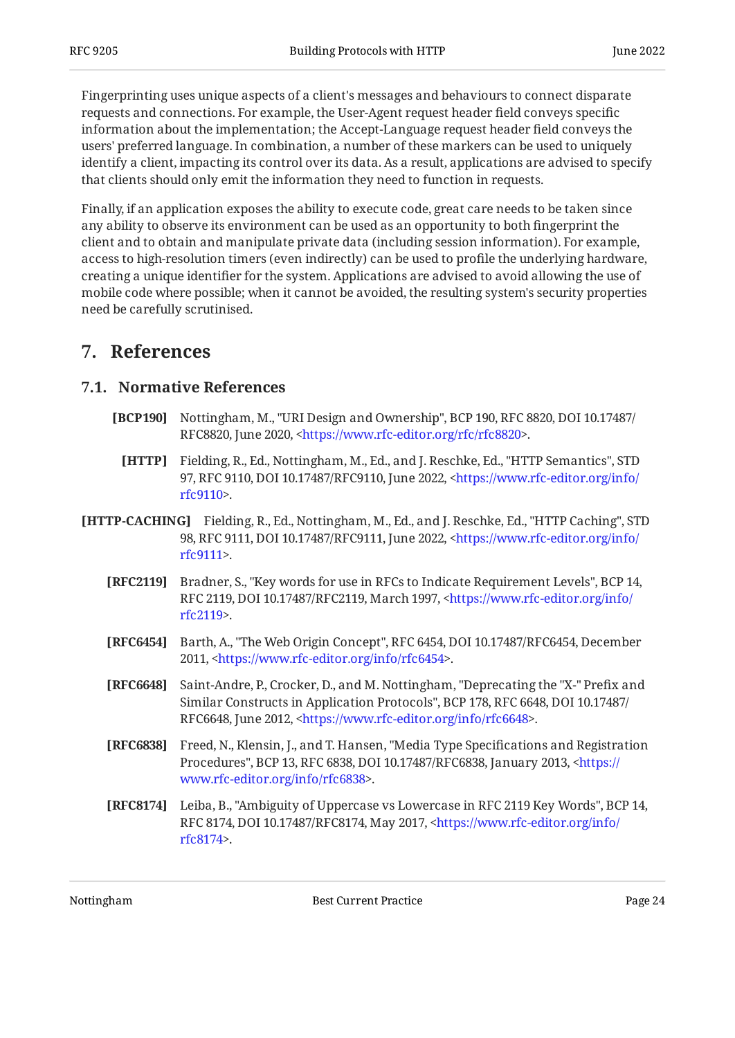Fingerprinting uses unique aspects of a client's messages and behaviours to connect disparate requests and connections. For example, the User-Agent request header field conveys specific information about the implementation; the Accept-Language request header field conveys the users' preferred language. In combination, a number of these markers can be used to uniquely identify a client, impacting its control over its data. As a result, applications are advised to specify that clients should only emit the information they need to function in requests.

Finally, if an application exposes the ability to execute code, great care needs to be taken since any ability to observe its environment can be used as an opportunity to both fingerprint the client and to obtain and manipulate private data (including session information). For example, access to high-resolution timers (even indirectly) can be used to profile the underlying hardware, creating a unique identifier for the system. Applications are advised to avoid allowing the use of mobile code where possible; when it cannot be avoided, the resulting system's security properties need be carefully scrutinised.

# 7. References

## 7.1. Normative References

**[BCP190]** Nottingham, M., "URI Design and Ownership", BCP 190, RFC 8820, DOI 10.17487/RFC8820, June 2020, <https://www.rfc-editor.org/rfc/rfc8820>.

**[HTTP]** Fielding, R., Ed., Nottingham, M., Ed., and J. Reschke, Ed., "HTTP Semantics", STD 97, RFC 9110, DOI 10.17487/RFC9110, June 2022, <https://www.rfc-editor.org/info/rfc9110>.

**[HTTP-CACHING]** Fielding, R., Ed., Nottingham, M., Ed., and J. Reschke, Ed., "HTTP Caching", STD 98, RFC 9111, DOI 10.17487/RFC9111, June 2022, <https://www.rfc-editor.org/info/rfc9111>.

**[RFC2119]** Bradner, S., "Key words for use in RFCs to Indicate Requirement Levels", BCP 14, RFC 2119, DOI 10.17487/RFC2119, March 1997, <https://www.rfc-editor.org/info/rfc2119>.

**[RFC6454]** Barth, A., "The Web Origin Concept", RFC 6454, DOI 10.17487/RFC6454, December 2011, <https://www.rfc-editor.org/info/rfc6454>.

**[RFC6648]** Saint-Andre, P., Crocker, D., and M. Nottingham, "Deprecating the "X-" Prefix and Similar Constructs in Application Protocols", BCP 178, RFC 6648, DOI 10.17487/RFC6648, June 2012, <https://www.rfc-editor.org/info/rfc6648>.

**[RFC6838]** Freed, N., Klensin, J., and T. Hansen, "Media Type Specifications and Registration Procedures", BCP 13, RFC 6838, DOI 10.17487/RFC6838, January 2013, <https://www.rfc-editor.org/info/rfc6838>.

**[RFC8174]** Leiba, B., "Ambiguity of Uppercase vs Lowercase in RFC 2119 Key Words", BCP 14, RFC 8174, DOI 10.17487/RFC8174, May 2017, <https://www.rfc-editor.org/info/rfc8174>.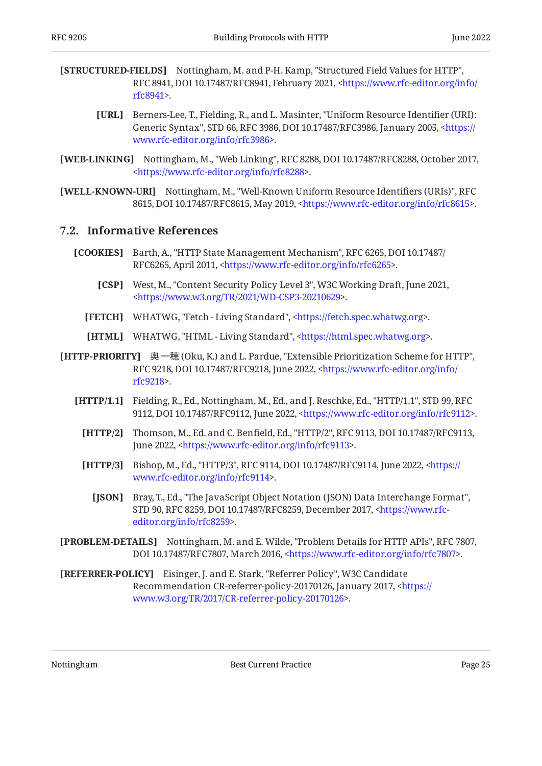**[STRUCTURED-FIELDS]** Nottingham, M. and P-H. Kamp, "Structured Field Values for HTTP", RFC 8941, DOI 10.17487/RFC8941, February 2021, <https://www.rfc-editor.org/info/rfc8941>.

**[URL]** Berners-Lee, T., Fielding, R., and L. Masinter, "Uniform Resource Identifier (URI): Generic Syntax", STD 66, RFC 3986, DOI 10.17487/RFC3986, January 2005, <https://www.rfc-editor.org/info/rfc3986>.

**[WEB-LINKING]** Nottingham, M., "Web Linking", RFC 8288, DOI 10.17487/RFC8288, October 2017, <https://www.rfc-editor.org/info/rfc8288>.

**[WELL-KNOWN-URI]** Nottingham, M., "Well-Known Uniform Resource Identifiers (URIs)", RFC 8615, DOI 10.17487/RFC8615, May 2019, <https://www.rfc-editor.org/info/rfc8615>.

## 7.2. Informative References

**[COOKIES]** Barth, A., "HTTP State Management Mechanism", RFC 6265, DOI 10.17487/RFC6265, April 2011, <https://www.rfc-editor.org/info/rfc6265>.

**[CSP]** West, M., "Content Security Policy Level 3", W3C Working Draft, June 2021, <https://www.w3.org/TR/2021/WD-CSP3-20210629>.

**[FETCH]** WHATWG, "Fetch - Living Standard", <https://fetch.spec.whatwg.org>.

**[HTML]** WHATWG, "HTML - Living Standard", <https://html.spec.whatwg.org>.

**[HTTP-PRIORITY]** 奥 一穂 (Oku, K.) and L. Pardue, "Extensible Prioritization Scheme for HTTP", RFC 9218, DOI 10.17487/RFC9218, June 2022, <https://www.rfc-editor.org/info/rfc9218>.

**[HTTP/1.1]** Fielding, R., Ed., Nottingham, M., Ed., and J. Reschke, Ed., "HTTP/1.1", STD 99, RFC 9112, DOI 10.17487/RFC9112, June 2022, <https://www.rfc-editor.org/info/rfc9112>.

**[HTTP/2]** Thomson, M., Ed. and C. Benfield, Ed., "HTTP/2", RFC 9113, DOI 10.17487/RFC9113, June 2022, <https://www.rfc-editor.org/info/rfc9113>.

**[HTTP/3]** Bishop, M., Ed., "HTTP/3", RFC 9114, DOI 10.17487/RFC9114, June 2022, <https://www.rfc-editor.org/info/rfc9114>.

**[JSON]** Bray, T., Ed., "The JavaScript Object Notation (JSON) Data Interchange Format", STD 90, RFC 8259, DOI 10.17487/RFC8259, December 2017, <https://www.rfc-editor.org/info/rfc8259>.

**[PROBLEM-DETAILS]** Nottingham, M. and E. Wilde, "Problem Details for HTTP APIs", RFC 7807, DOI 10.17487/RFC7807, March 2016, <https://www.rfc-editor.org/info/rfc7807>.

**[REFERRER-POLICY]** Eisinger, J. and E. Stark, "Referrer Policy", W3C Candidate Recommendation CR-referrer-policy-20170126, January 2017, <https://www.w3.org/TR/2017/CR-referrer-policy-20170126>.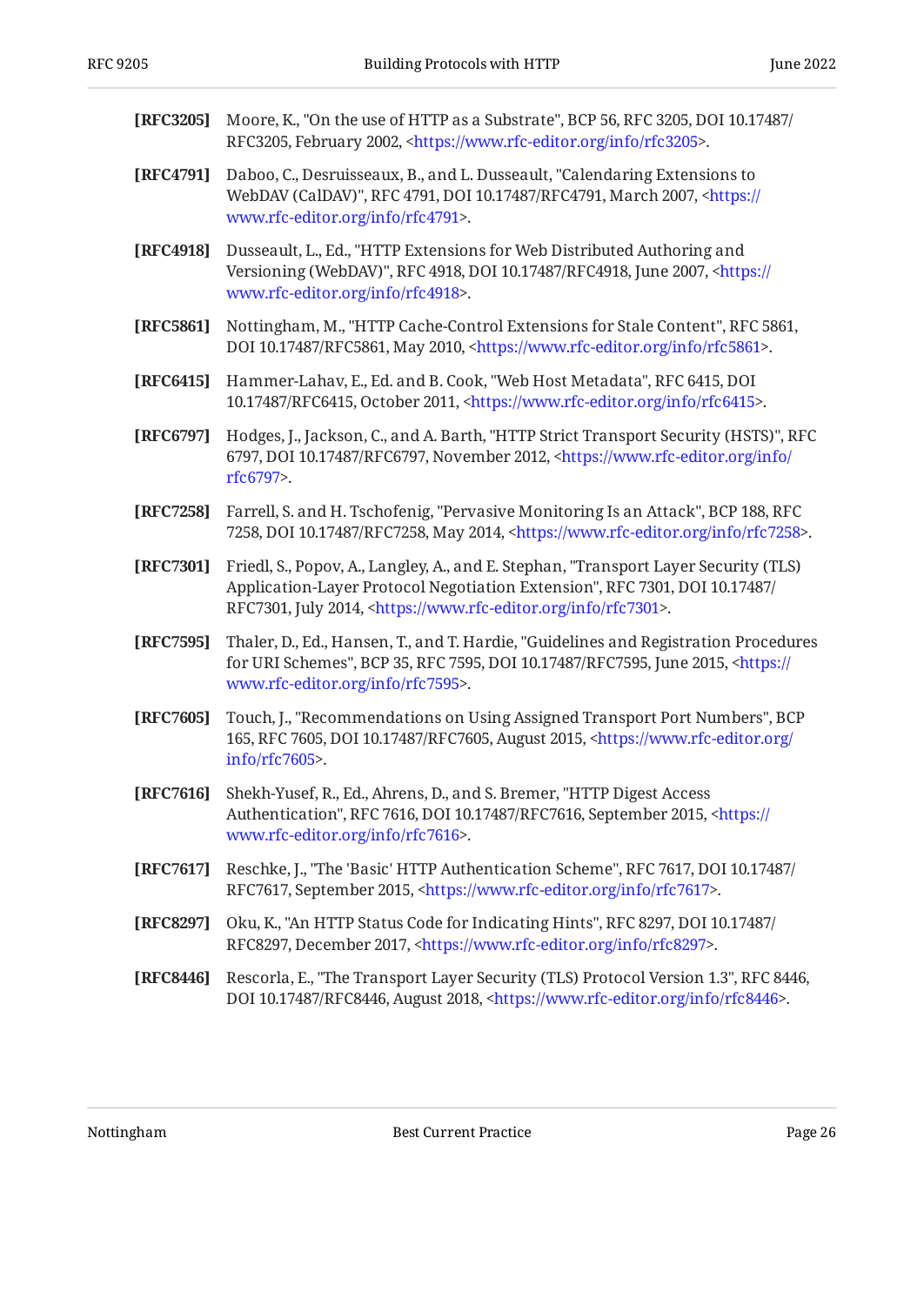**[RFC3205]** Moore, K., "On the use of HTTP as a Substrate", BCP 56, RFC 3205, DOI 10.17487/RFC3205, February 2002, <https://www.rfc-editor.org/info/rfc3205>.

**[RFC4791]** Daboo, C., Desruisseaux, B., and L. Dusseault, "Calendaring Extensions to WebDAV (CalDAV)", RFC 4791, DOI 10.17487/RFC4791, March 2007, <https://www.rfc-editor.org/info/rfc4791>.

**[RFC4918]** Dusseault, L., Ed., "HTTP Extensions for Web Distributed Authoring and Versioning (WebDAV)", RFC 4918, DOI 10.17487/RFC4918, June 2007, <https://www.rfc-editor.org/info/rfc4918>.

**[RFC5861]** Nottingham, M., "HTTP Cache-Control Extensions for Stale Content", RFC 5861, DOI 10.17487/RFC5861, May 2010, <https://www.rfc-editor.org/info/rfc5861>.

**[RFC6415]** Hammer-Lahav, E., Ed. and B. Cook, "Web Host Metadata", RFC 6415, DOI 10.17487/RFC6415, October 2011, <https://www.rfc-editor.org/info/rfc6415>.

**[RFC6797]** Hodges, J., Jackson, C., and A. Barth, "HTTP Strict Transport Security (HSTS)", RFC 6797, DOI 10.17487/RFC6797, November 2012, <https://www.rfc-editor.org/info/rfc6797>.

**[RFC7258]** Farrell, S. and H. Tschofenig, "Pervasive Monitoring Is an Attack", BCP 188, RFC 7258, DOI 10.17487/RFC7258, May 2014, <https://www.rfc-editor.org/info/rfc7258>.

**[RFC7301]** Friedl, S., Popov, A., Langley, A., and E. Stephan, "Transport Layer Security (TLS) Application-Layer Protocol Negotiation Extension", RFC 7301, DOI 10.17487/RFC7301, July 2014, <https://www.rfc-editor.org/info/rfc7301>.

**[RFC7595]** Thaler, D., Ed., Hansen, T., and T. Hardie, "Guidelines and Registration Procedures for URI Schemes", BCP 35, RFC 7595, DOI 10.17487/RFC7595, June 2015, <https://www.rfc-editor.org/info/rfc7595>.

**[RFC7605]** Touch, J., "Recommendations on Using Assigned Transport Port Numbers", BCP 165, RFC 7605, DOI 10.17487/RFC7605, August 2015, <https://www.rfc-editor.org/info/rfc7605>.

**[RFC7616]** Shekh-Yusef, R., Ed., Ahrens, D., and S. Bremer, "HTTP Digest Access Authentication", RFC 7616, DOI 10.17487/RFC7616, September 2015, <https://www.rfc-editor.org/info/rfc7616>.

**[RFC7617]** Reschke, J., "The 'Basic' HTTP Authentication Scheme", RFC 7617, DOI 10.17487/RFC7617, September 2015, <https://www.rfc-editor.org/info/rfc7617>.

**[RFC8297]** Oku, K., "An HTTP Status Code for Indicating Hints", RFC 8297, DOI 10.17487/RFC8297, December 2017, <https://www.rfc-editor.org/info/rfc8297>.

**[RFC8446]** Rescorla, E., "The Transport Layer Security (TLS) Protocol Version 1.3", RFC 8446, DOI 10.17487/RFC8446, August 2018, <https://www.rfc-editor.org/info/rfc8446>.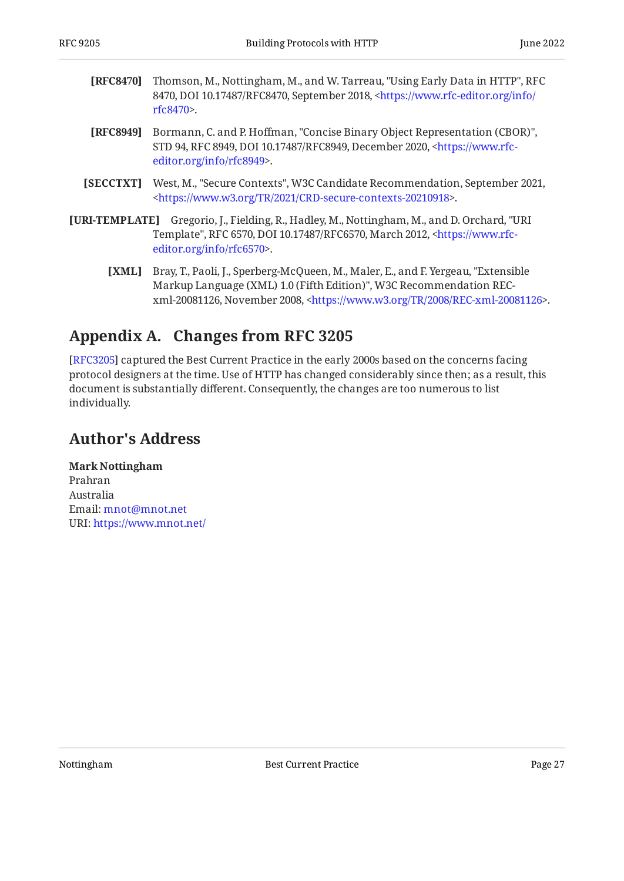**[RFC8470]** Thomson, M., Nottingham, M., and W. Tarreau, "Using Early Data in HTTP", RFC 8470, DOI 10.17487/RFC8470, September 2018, <https://www.rfc-editor.org/info/rfc8470>.

**[RFC8949]** Bormann, C. and P. Hoffman, "Concise Binary Object Representation (CBOR)", STD 94, RFC 8949, DOI 10.17487/RFC8949, December 2020, <https://www.rfc-editor.org/info/rfc8949>.

**[SECCTXT]** West, M., "Secure Contexts", W3C Candidate Recommendation, September 2021, <https://www.w3.org/TR/2021/CRD-secure-contexts-20210918>.

**[URI-TEMPLATE]** Gregorio, J., Fielding, R., Hadley, M., Nottingham, M., and D. Orchard, "URI Template", RFC 6570, DOI 10.17487/RFC6570, March 2012, <https://www.rfc-editor.org/info/rfc6570>.

**[XML]** Bray, T., Paoli, J., Sperberg-McQueen, M., Maler, E., and F. Yergeau, "Extensible Markup Language (XML) 1.0 (Fifth Edition)", W3C Recommendation REC-xml-20081126, November 2008, <https://www.w3.org/TR/2008/REC-xml-20081126>.

## Appendix A. Changes from RFC 3205

[RFC3205] captured the Best Current Practice in the early 2000s based on the concerns facing protocol designers at the time. Use of HTTP has changed considerably since then; as a result, this document is substantially different. Consequently, the changes are too numerous to list individually.

## Author's Address

**Mark Nottingham**
Prahran
Australia
Email: mnot@mnot.net
URI: https://www.mnot.net/